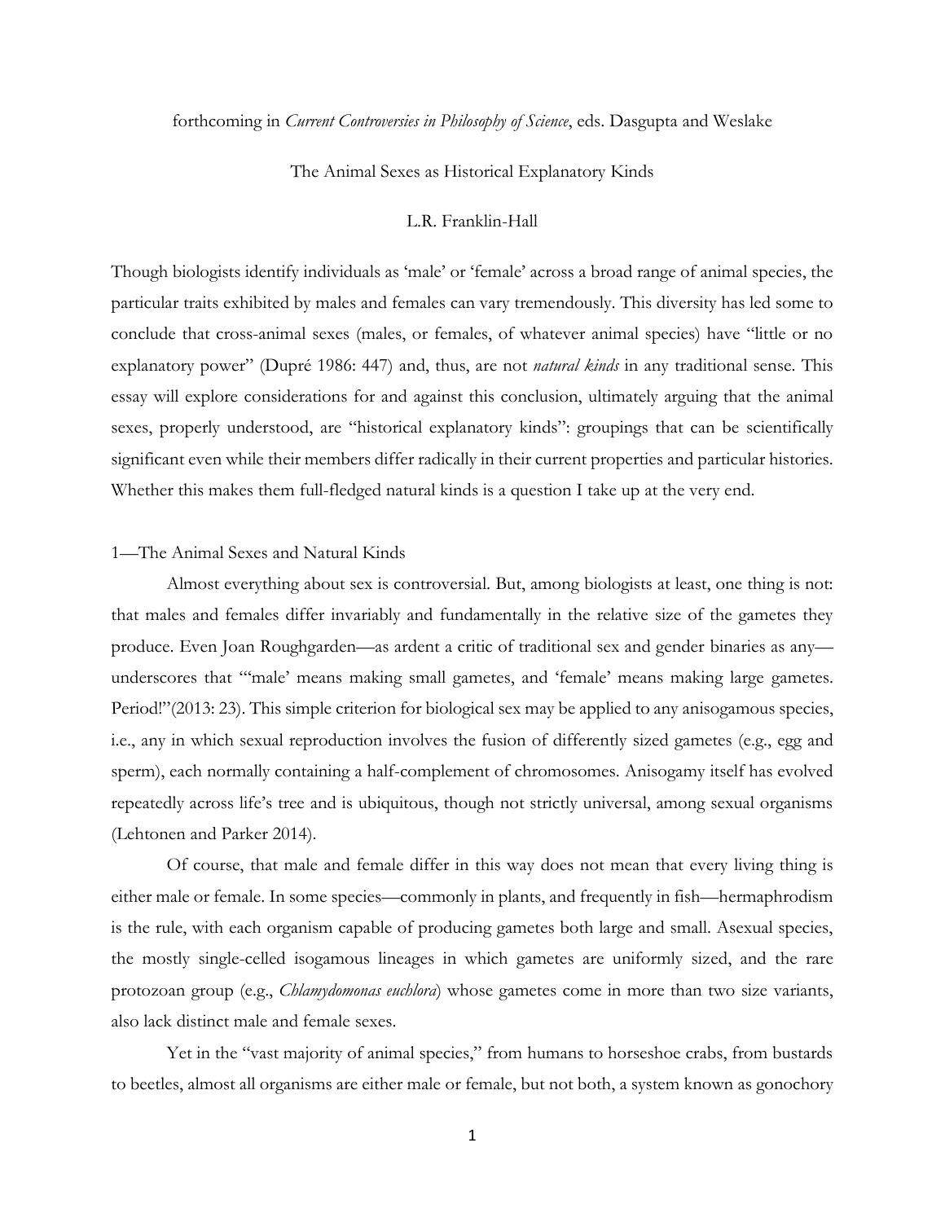forthcoming in *Current Controversies in Philosophy of Science*, eds. Dasgupta and Weslake

# The Animal Sexes as Historical Explanatory Kinds

L.R. Franklin-Hall

Though biologists identify individuals as 'male' or 'female' across a broad range of animal species, the particular traits exhibited by males and females can vary tremendously. This diversity has led some to conclude that cross-animal sexes (males, or females, of whatever animal species) have "little or no explanatory power" (Dupré 1986: 447) and, thus, are not *natural kinds* in any traditional sense. This essay will explore considerations for and against this conclusion, ultimately arguing that the animal sexes, properly understood, are "historical explanatory kinds": groupings that can be scientifically significant even while their members differ radically in their current properties and particular histories. Whether this makes them full-fledged natural kinds is a question I take up at the very end.

## 1—The Animal Sexes and Natural Kinds

Almost everything about sex is controversial. But, among biologists at least, one thing is not: that males and females differ invariably and fundamentally in the relative size of the gametes they produce. Even Joan Roughgarden—as ardent a critic of traditional sex and gender binaries as any—underscores that "'male' means making small gametes, and 'female' means making large gametes. Period!"(2013: 23). This simple criterion for biological sex may be applied to any anisogamous species, i.e., any in which sexual reproduction involves the fusion of differently sized gametes (e.g., egg and sperm), each normally containing a half-complement of chromosomes. Anisogamy itself has evolved repeatedly across life's tree and is ubiquitous, though not strictly universal, among sexual organisms (Lehtonen and Parker 2014).

Of course, that male and female differ in this way does not mean that every living thing is either male or female. In some species—commonly in plants, and frequently in fish—hermaphrodism is the rule, with each organism capable of producing gametes both large and small. Asexual species, the mostly single-celled isogamous lineages in which gametes are uniformly sized, and the rare protozoan group (e.g., *Chlamydomonas euchlora*) whose gametes come in more than two size variants, also lack distinct male and female sexes.

Yet in the "vast majority of animal species," from humans to horseshoe crabs, from bustards to beetles, almost all organisms are either male or female, but not both, a system known as gonochory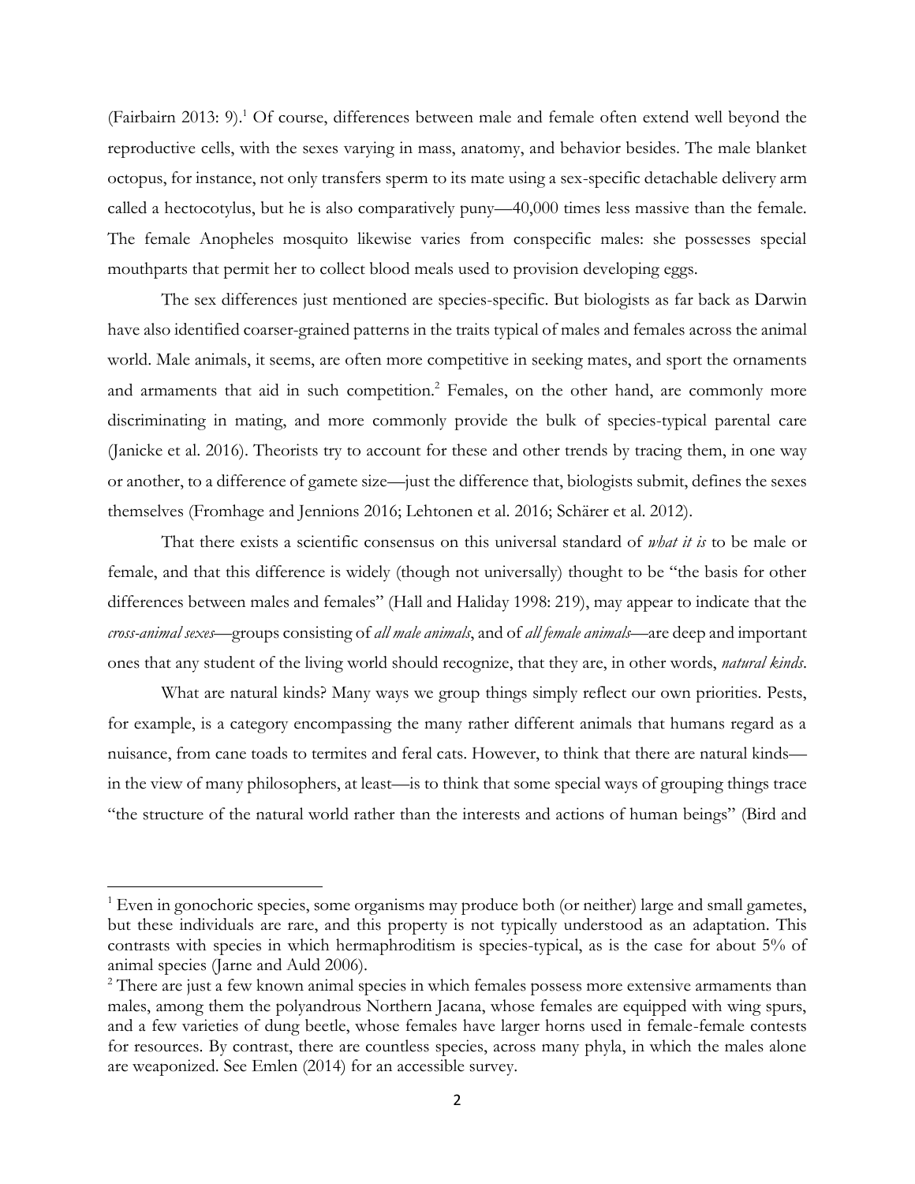(Fairbairn 2013: 9).[1] Of course, differences between male and female often extend well beyond the reproductive cells, with the sexes varying in mass, anatomy, and behavior besides. The male blanket octopus, for instance, not only transfers sperm to its mate using a sex-specific detachable delivery arm called a hectocotylus, but he is also comparatively puny—40,000 times less massive than the female. The female Anopheles mosquito likewise varies from conspecific males: she possesses special mouthparts that permit her to collect blood meals used to provision developing eggs.

The sex differences just mentioned are species-specific. But biologists as far back as Darwin have also identified coarser-grained patterns in the traits typical of males and females across the animal world. Male animals, it seems, are often more competitive in seeking mates, and sport the ornaments and armaments that aid in such competition.[2] Females, on the other hand, are commonly more discriminating in mating, and more commonly provide the bulk of species-typical parental care (Janicke et al. 2016). Theorists try to account for these and other trends by tracing them, in one way or another, to a difference of gamete size—just the difference that, biologists submit, defines the sexes themselves (Fromhage and Jennions 2016; Lehtonen et al. 2016; Schärer et al. 2012).

That there exists a scientific consensus on this universal standard of *what it is* to be male or female, and that this difference is widely (though not universally) thought to be "the basis for other differences between males and females" (Hall and Haliday 1998: 219), may appear to indicate that the *cross-animal sexes*—groups consisting of *all male animals*, and of *all female animals*—are deep and important ones that any student of the living world should recognize, that they are, in other words, *natural kinds*.

What are natural kinds? Many ways we group things simply reflect our own priorities. Pests, for example, is a category encompassing the many rather different animals that humans regard as a nuisance, from cane toads to termites and feral cats. However, to think that there are natural kinds—in the view of many philosophers, at least—is to think that some special ways of grouping things trace "the structure of the natural world rather than the interests and actions of human beings" (Bird and

---

[1] Even in gonochoric species, some organisms may produce both (or neither) large and small gametes, but these individuals are rare, and this property is not typically understood as an adaptation. This contrasts with species in which hermaphroditism is species-typical, as is the case for about 5% of animal species (Jarne and Auld 2006).

[2] There are just a few known animal species in which females possess more extensive armaments than males, among them the polyandrous Northern Jacana, whose females are equipped with wing spurs, and a few varieties of dung beetle, whose females have larger horns used in female-female contests for resources. By contrast, there are countless species, across many phyla, in which the males alone are weaponized. See Emlen (2014) for an accessible survey.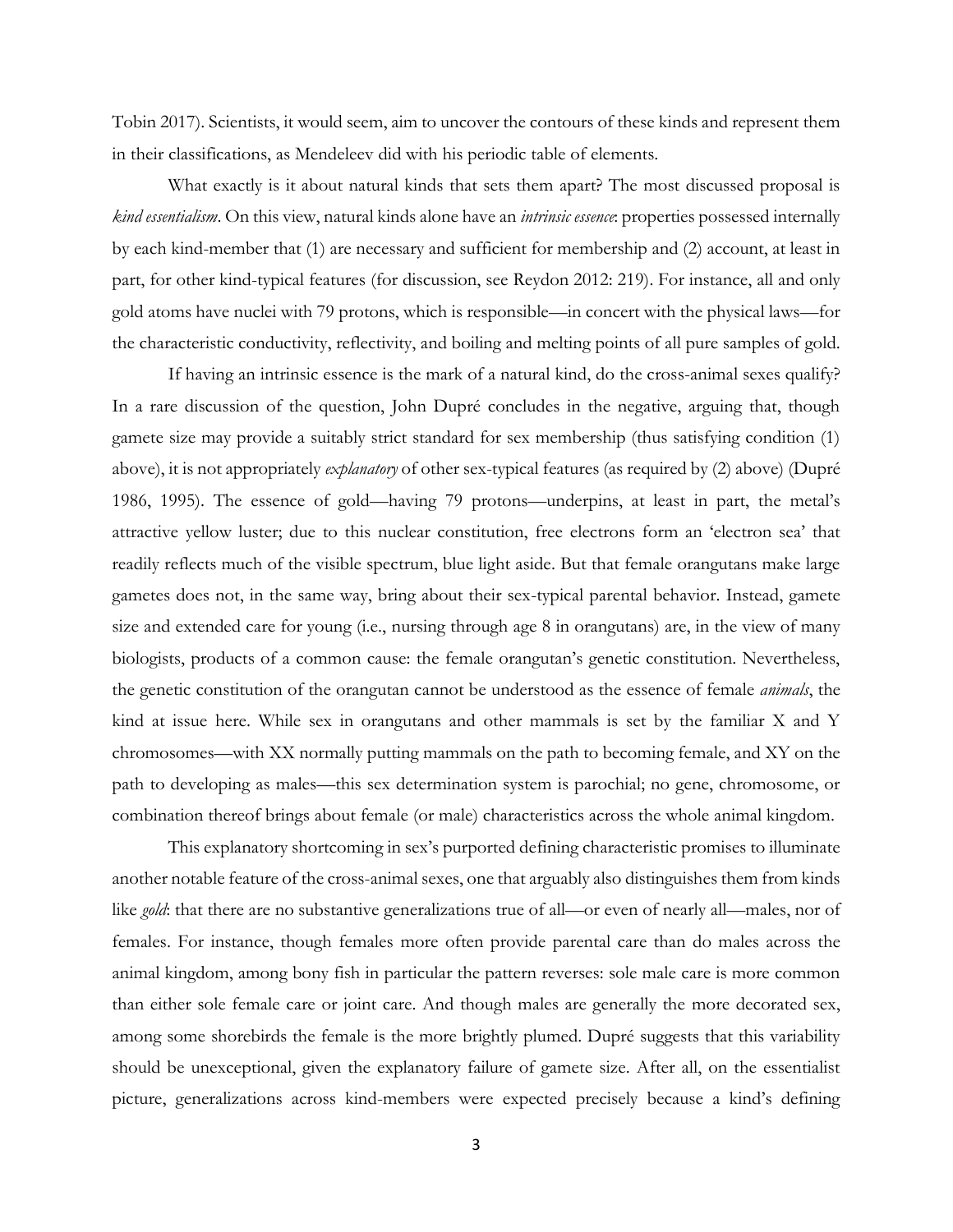Tobin 2017). Scientists, it would seem, aim to uncover the contours of these kinds and represent them in their classifications, as Mendeleev did with his periodic table of elements.

What exactly is it about natural kinds that sets them apart? The most discussed proposal is *kind essentialism*. On this view, natural kinds alone have an *intrinsic essence*: properties possessed internally by each kind-member that (1) are necessary and sufficient for membership and (2) account, at least in part, for other kind-typical features (for discussion, see Reydon 2012: 219). For instance, all and only gold atoms have nuclei with 79 protons, which is responsible—in concert with the physical laws—for the characteristic conductivity, reflectivity, and boiling and melting points of all pure samples of gold.

If having an intrinsic essence is the mark of a natural kind, do the cross-animal sexes qualify? In a rare discussion of the question, John Dupré concludes in the negative, arguing that, though gamete size may provide a suitably strict standard for sex membership (thus satisfying condition (1) above), it is not appropriately *explanatory* of other sex-typical features (as required by (2) above) (Dupré 1986, 1995). The essence of gold—having 79 protons—underpins, at least in part, the metal's attractive yellow luster; due to this nuclear constitution, free electrons form an 'electron sea' that readily reflects much of the visible spectrum, blue light aside. But that female orangutans make large gametes does not, in the same way, bring about their sex-typical parental behavior. Instead, gamete size and extended care for young (i.e., nursing through age 8 in orangutans) are, in the view of many biologists, products of a common cause: the female orangutan's genetic constitution. Nevertheless, the genetic constitution of the orangutan cannot be understood as the essence of female *animals*, the kind at issue here. While sex in orangutans and other mammals is set by the familiar X and Y chromosomes—with XX normally putting mammals on the path to becoming female, and XY on the path to developing as males—this sex determination system is parochial; no gene, chromosome, or combination thereof brings about female (or male) characteristics across the whole animal kingdom.

This explanatory shortcoming in sex's purported defining characteristic promises to illuminate another notable feature of the cross-animal sexes, one that arguably also distinguishes them from kinds like *gold*: that there are no substantive generalizations true of all—or even of nearly all—males, nor of females. For instance, though females more often provide parental care than do males across the animal kingdom, among bony fish in particular the pattern reverses: sole male care is more common than either sole female care or joint care. And though males are generally the more decorated sex, among some shorebirds the female is the more brightly plumed. Dupré suggests that this variability should be unexceptional, given the explanatory failure of gamete size. After all, on the essentialist picture, generalizations across kind-members were expected precisely because a kind's defining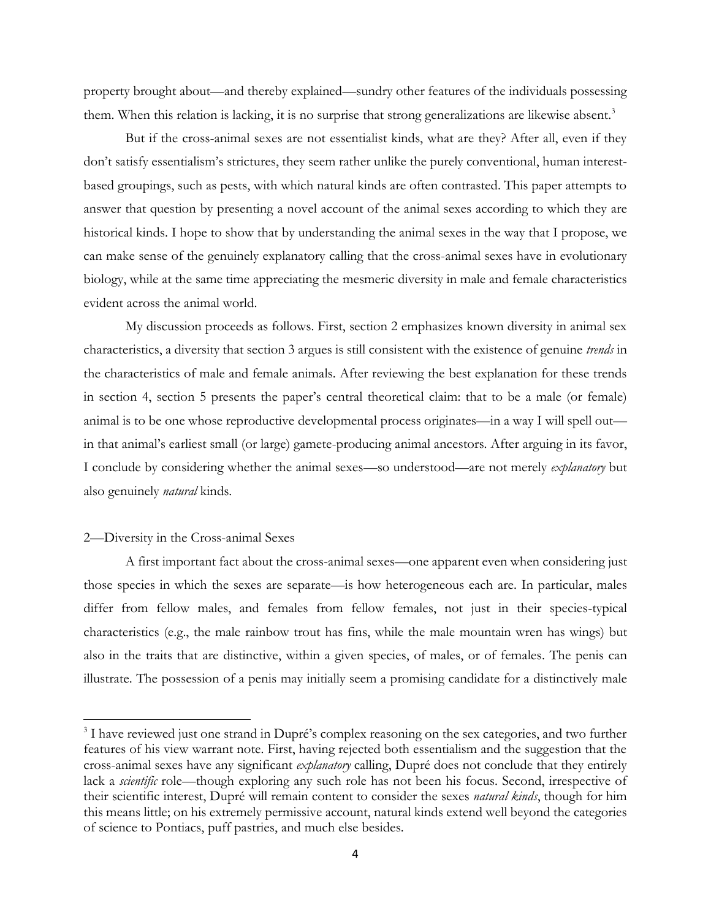property brought about—and thereby explained—sundry other features of the individuals possessing them. When this relation is lacking, it is no surprise that strong generalizations are likewise absent.[3]

But if the cross-animal sexes are not essentialist kinds, what are they? After all, even if they don't satisfy essentialism's strictures, they seem rather unlike the purely conventional, human interest-based groupings, such as pests, with which natural kinds are often contrasted. This paper attempts to answer that question by presenting a novel account of the animal sexes according to which they are historical kinds. I hope to show that by understanding the animal sexes in the way that I propose, we can make sense of the genuinely explanatory calling that the cross-animal sexes have in evolutionary biology, while at the same time appreciating the mesmeric diversity in male and female characteristics evident across the animal world.

My discussion proceeds as follows. First, section 2 emphasizes known diversity in animal sex characteristics, a diversity that section 3 argues is still consistent with the existence of genuine *trends* in the characteristics of male and female animals. After reviewing the best explanation for these trends in section 4, section 5 presents the paper's central theoretical claim: that to be a male (or female) animal is to be one whose reproductive developmental process originates—in a way I will spell out—in that animal's earliest small (or large) gamete-producing animal ancestors. After arguing in its favor, I conclude by considering whether the animal sexes—so understood—are not merely *explanatory* but also genuinely *natural* kinds.

## 2—Diversity in the Cross-animal Sexes

A first important fact about the cross-animal sexes—one apparent even when considering just those species in which the sexes are separate—is how heterogeneous each are. In particular, males differ from fellow males, and females from fellow females, not just in their species-typical characteristics (e.g., the male rainbow trout has fins, while the male mountain wren has wings) but also in the traits that are distinctive, within a given species, of males, or of females. The penis can illustrate. The possession of a penis may initially seem a promising candidate for a distinctively male

---

[3] I have reviewed just one strand in Dupré's complex reasoning on the sex categories, and two further features of his view warrant note. First, having rejected both essentialism and the suggestion that the cross-animal sexes have any significant *explanatory* calling, Dupré does not conclude that they entirely lack a *scientific* role—though exploring any such role has not been his focus. Second, irrespective of their scientific interest, Dupré will remain content to consider the sexes *natural kinds*, though for him this means little; on his extremely permissive account, natural kinds extend well beyond the categories of science to Pontiacs, puff pastries, and much else besides.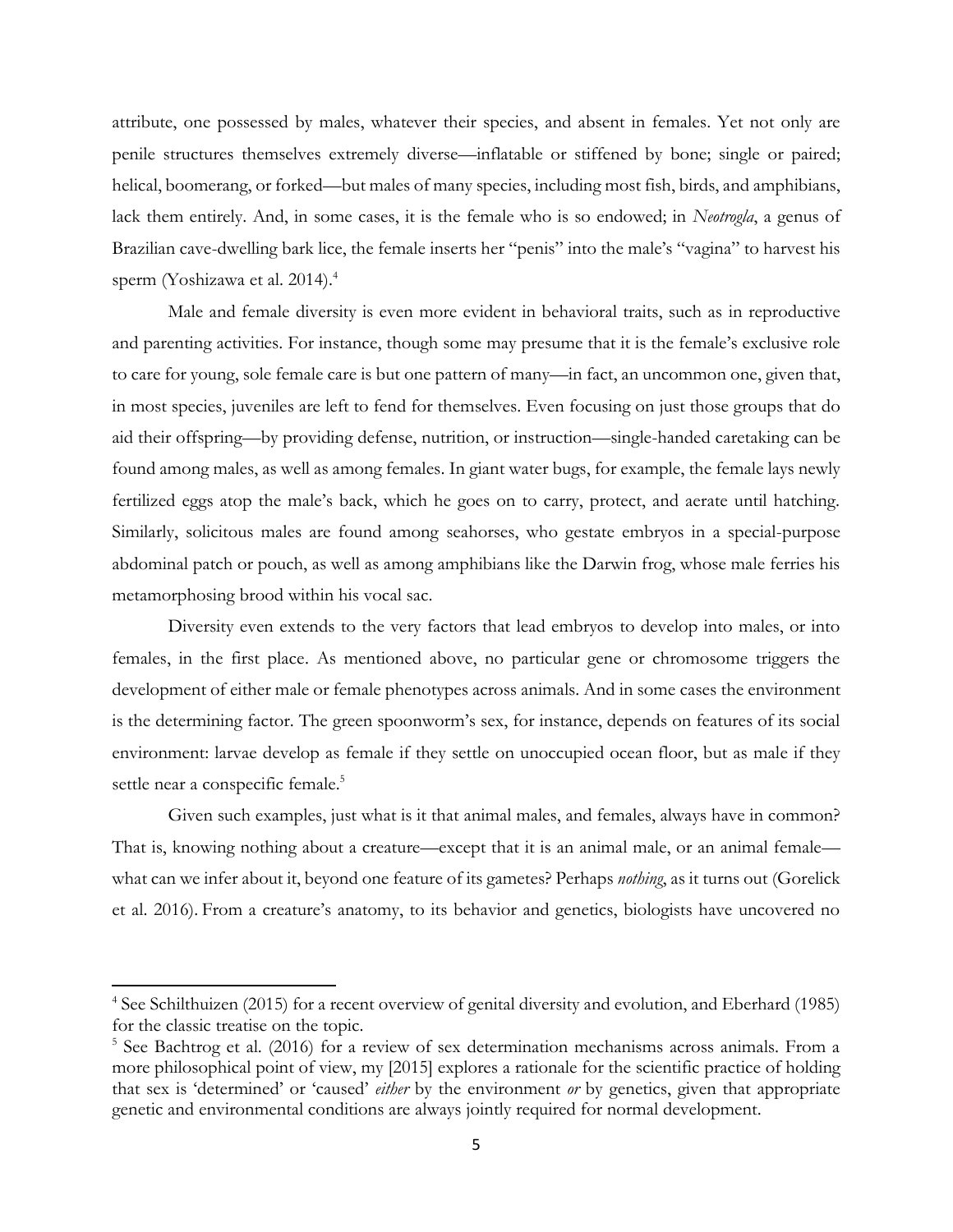attribute, one possessed by males, whatever their species, and absent in females. Yet not only are penile structures themselves extremely diverse—inflatable or stiffened by bone; single or paired; helical, boomerang, or forked—but males of many species, including most fish, birds, and amphibians, lack them entirely. And, in some cases, it is the female who is so endowed; in *Neotrogla*, a genus of Brazilian cave-dwelling bark lice, the female inserts her "penis" into the male's "vagina" to harvest his sperm (Yoshizawa et al. 2014).[4]

Male and female diversity is even more evident in behavioral traits, such as in reproductive and parenting activities. For instance, though some may presume that it is the female's exclusive role to care for young, sole female care is but one pattern of many—in fact, an uncommon one, given that, in most species, juveniles are left to fend for themselves. Even focusing on just those groups that do aid their offspring—by providing defense, nutrition, or instruction—single-handed caretaking can be found among males, as well as among females. In giant water bugs, for example, the female lays newly fertilized eggs atop the male's back, which he goes on to carry, protect, and aerate until hatching. Similarly, solicitous males are found among seahorses, who gestate embryos in a special-purpose abdominal patch or pouch, as well as among amphibians like the Darwin frog, whose male ferries his metamorphosing brood within his vocal sac.

Diversity even extends to the very factors that lead embryos to develop into males, or into females, in the first place. As mentioned above, no particular gene or chromosome triggers the development of either male or female phenotypes across animals. And in some cases the environment is the determining factor. The green spoonworm's sex, for instance, depends on features of its social environment: larvae develop as female if they settle on unoccupied ocean floor, but as male if they settle near a conspecific female.[5]

Given such examples, just what is it that animal males, and females, always have in common? That is, knowing nothing about a creature—except that it is an animal male, or an animal female—what can we infer about it, beyond one feature of its gametes? Perhaps *nothing*, as it turns out (Gorelick et al. 2016). From a creature's anatomy, to its behavior and genetics, biologists have uncovered no

---

[4] See Schilthuizen (2015) for a recent overview of genital diversity and evolution, and Eberhard (1985) for the classic treatise on the topic.

[5] See Bachtrog et al. (2016) for a review of sex determination mechanisms across animals. From a more philosophical point of view, my [2015] explores a rationale for the scientific practice of holding that sex is 'determined' or 'caused' *either* by the environment *or* by genetics, given that appropriate genetic and environmental conditions are always jointly required for normal development.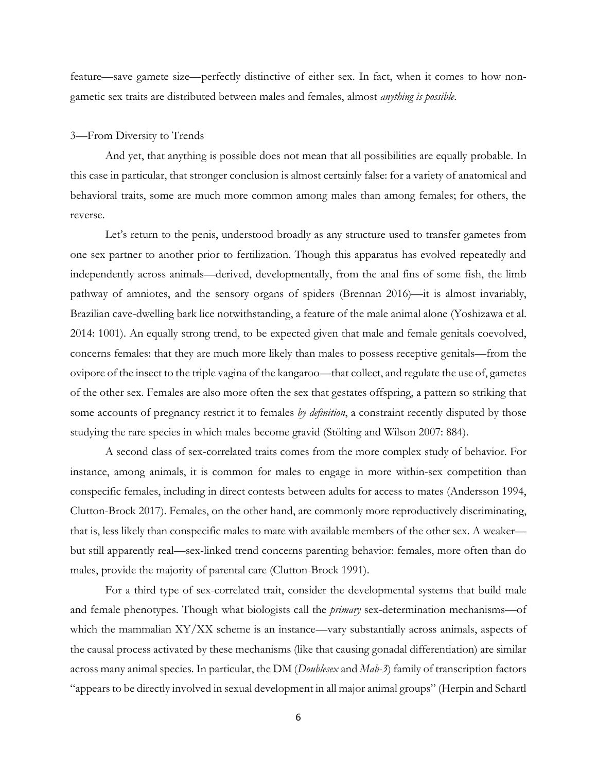feature—save gamete size—perfectly distinctive of either sex. In fact, when it comes to how non-gametic sex traits are distributed between males and females, almost *anything is possible*.

## 3—From Diversity to Trends

And yet, that anything is possible does not mean that all possibilities are equally probable. In this case in particular, that stronger conclusion is almost certainly false: for a variety of anatomical and behavioral traits, some are much more common among males than among females; for others, the reverse.

Let's return to the penis, understood broadly as any structure used to transfer gametes from one sex partner to another prior to fertilization. Though this apparatus has evolved repeatedly and independently across animals—derived, developmentally, from the anal fins of some fish, the limb pathway of amniotes, and the sensory organs of spiders (Brennan 2016)—it is almost invariably, Brazilian cave-dwelling bark lice notwithstanding, a feature of the male animal alone (Yoshizawa et al. 2014: 1001). An equally strong trend, to be expected given that male and female genitals coevolved, concerns females: that they are much more likely than males to possess receptive genitals—from the ovipore of the insect to the triple vagina of the kangaroo—that collect, and regulate the use of, gametes of the other sex. Females are also more often the sex that gestates offspring, a pattern so striking that some accounts of pregnancy restrict it to females *by definition*, a constraint recently disputed by those studying the rare species in which males become gravid (Stölting and Wilson 2007: 884).

A second class of sex-correlated traits comes from the more complex study of behavior. For instance, among animals, it is common for males to engage in more within-sex competition than conspecific females, including in direct contests between adults for access to mates (Andersson 1994, Clutton-Brock 2017). Females, on the other hand, are commonly more reproductively discriminating, that is, less likely than conspecific males to mate with available members of the other sex. A weaker—but still apparently real—sex-linked trend concerns parenting behavior: females, more often than do males, provide the majority of parental care (Clutton-Brock 1991).

For a third type of sex-correlated trait, consider the developmental systems that build male and female phenotypes. Though what biologists call the *primary* sex-determination mechanisms—of which the mammalian XY/XX scheme is an instance—vary substantially across animals, aspects of the causal process activated by these mechanisms (like that causing gonadal differentiation) are similar across many animal species. In particular, the DM (*Doublesex* and *Mab-3*) family of transcription factors "appears to be directly involved in sexual development in all major animal groups" (Herpin and Schartl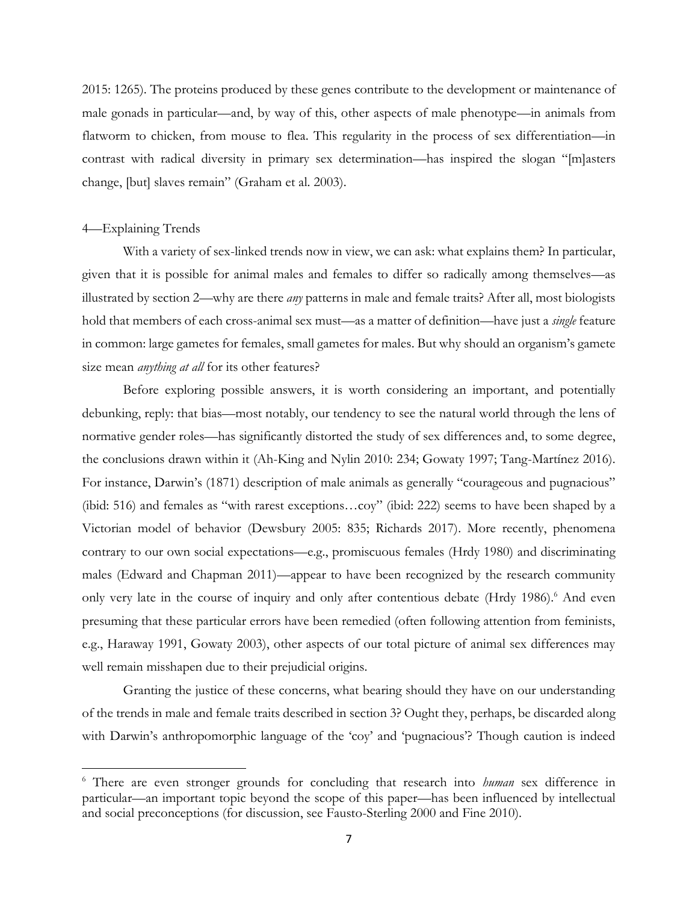2015: 1265). The proteins produced by these genes contribute to the development or maintenance of male gonads in particular—and, by way of this, other aspects of male phenotype—in animals from flatworm to chicken, from mouse to flea. This regularity in the process of sex differentiation—in contrast with radical diversity in primary sex determination—has inspired the slogan "[m]asters change, [but] slaves remain" (Graham et al. 2003).

## 4—Explaining Trends

With a variety of sex-linked trends now in view, we can ask: what explains them? In particular, given that it is possible for animal males and females to differ so radically among themselves—as illustrated by section 2—why are there *any* patterns in male and female traits? After all, most biologists hold that members of each cross-animal sex must—as a matter of definition—have just a *single* feature in common: large gametes for females, small gametes for males. But why should an organism's gamete size mean *anything at all* for its other features?

Before exploring possible answers, it is worth considering an important, and potentially debunking, reply: that bias—most notably, our tendency to see the natural world through the lens of normative gender roles—has significantly distorted the study of sex differences and, to some degree, the conclusions drawn within it (Ah-King and Nylin 2010: 234; Gowaty 1997; Tang-Martínez 2016). For instance, Darwin's (1871) description of male animals as generally "courageous and pugnacious" (ibid: 516) and females as "with rarest exceptions…coy" (ibid: 222) seems to have been shaped by a Victorian model of behavior (Dewsbury 2005: 835; Richards 2017). More recently, phenomena contrary to our own social expectations—e.g., promiscuous females (Hrdy 1980) and discriminating males (Edward and Chapman 2011)—appear to have been recognized by the research community only very late in the course of inquiry and only after contentious debate (Hrdy 1986).[6] And even presuming that these particular errors have been remedied (often following attention from feminists, e.g., Haraway 1991, Gowaty 2003), other aspects of our total picture of animal sex differences may well remain misshapen due to their prejudicial origins.

Granting the justice of these concerns, what bearing should they have on our understanding of the trends in male and female traits described in section 3? Ought they, perhaps, be discarded along with Darwin's anthropomorphic language of the 'coy' and 'pugnacious'? Though caution is indeed

[6] There are even stronger grounds for concluding that research into *human* sex difference in particular—an important topic beyond the scope of this paper—has been influenced by intellectual and social preconceptions (for discussion, see Fausto-Sterling 2000 and Fine 2010).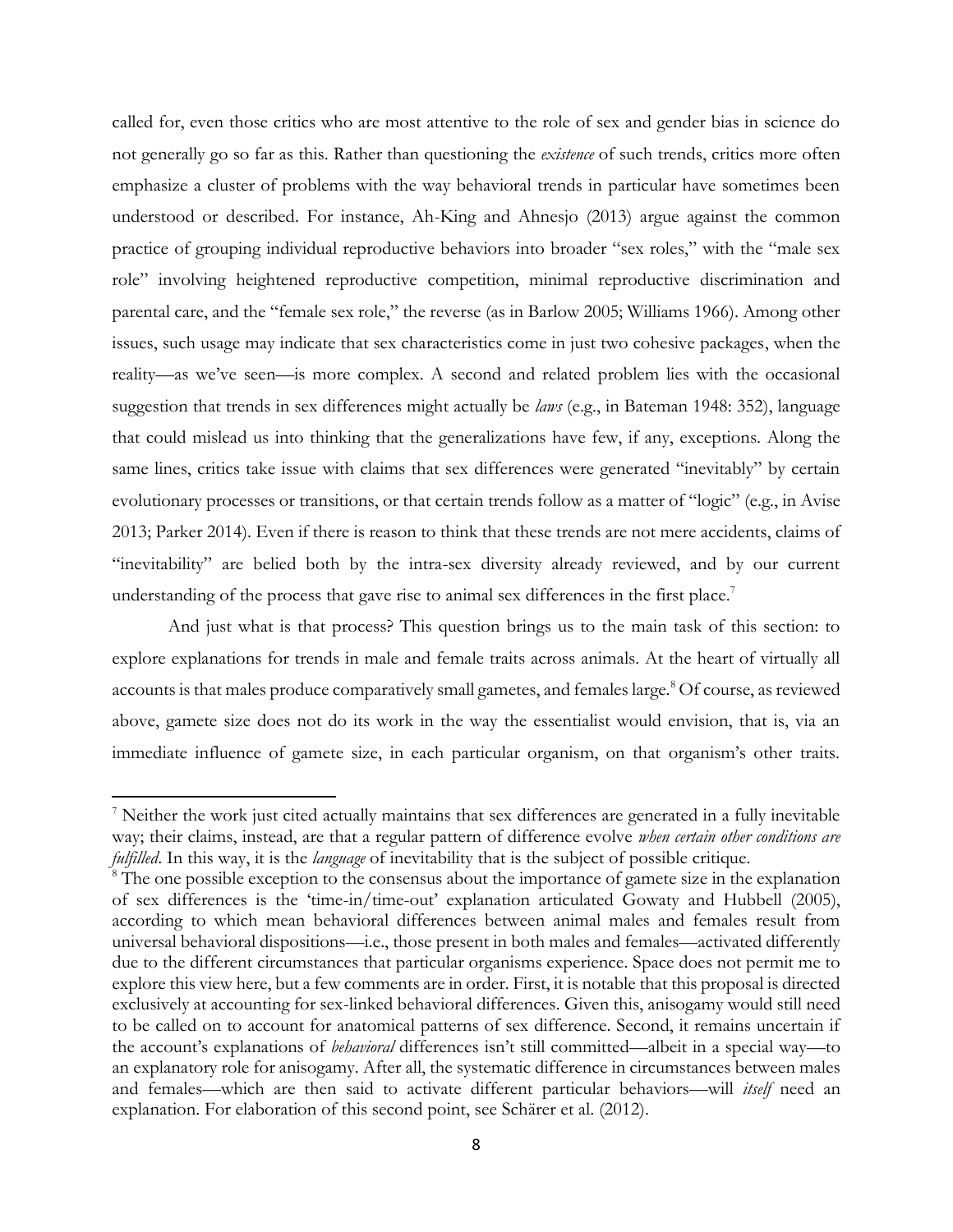called for, even those critics who are most attentive to the role of sex and gender bias in science do not generally go so far as this. Rather than questioning the *existence* of such trends, critics more often emphasize a cluster of problems with the way behavioral trends in particular have sometimes been understood or described. For instance, Ah-King and Ahnesjo (2013) argue against the common practice of grouping individual reproductive behaviors into broader "sex roles," with the "male sex role" involving heightened reproductive competition, minimal reproductive discrimination and parental care, and the "female sex role," the reverse (as in Barlow 2005; Williams 1966). Among other issues, such usage may indicate that sex characteristics come in just two cohesive packages, when the reality—as we've seen—is more complex. A second and related problem lies with the occasional suggestion that trends in sex differences might actually be *laws* (e.g., in Bateman 1948: 352), language that could mislead us into thinking that the generalizations have few, if any, exceptions. Along the same lines, critics take issue with claims that sex differences were generated "inevitably" by certain evolutionary processes or transitions, or that certain trends follow as a matter of "logic" (e.g., in Avise 2013; Parker 2014). Even if there is reason to think that these trends are not mere accidents, claims of "inevitability" are belied both by the intra-sex diversity already reviewed, and by our current understanding of the process that gave rise to animal sex differences in the first place.[7]

And just what is that process? This question brings us to the main task of this section: to explore explanations for trends in male and female traits across animals. At the heart of virtually all accounts is that males produce comparatively small gametes, and females large.[8] Of course, as reviewed above, gamete size does not do its work in the way the essentialist would envision, that is, via an immediate influence of gamete size, in each particular organism, on that organism's other traits.

---

[7] Neither the work just cited actually maintains that sex differences are generated in a fully inevitable way; their claims, instead, are that a regular pattern of difference evolve *when certain other conditions are fulfilled*. In this way, it is the *language* of inevitability that is the subject of possible critique.

[8] The one possible exception to the consensus about the importance of gamete size in the explanation of sex differences is the 'time-in/time-out' explanation articulated Gowaty and Hubbell (2005), according to which mean behavioral differences between animal males and females result from universal behavioral dispositions—i.e., those present in both males and females—activated differently due to the different circumstances that particular organisms experience. Space does not permit me to explore this view here, but a few comments are in order. First, it is notable that this proposal is directed exclusively at accounting for sex-linked behavioral differences. Given this, anisogamy would still need to be called on to account for anatomical patterns of sex difference. Second, it remains uncertain if the account's explanations of *behavioral* differences isn't still committed—albeit in a special way—to an explanatory role for anisogamy. After all, the systematic difference in circumstances between males and females—which are then said to activate different particular behaviors—will *itself* need an explanation. For elaboration of this second point, see Schärer et al. (2012).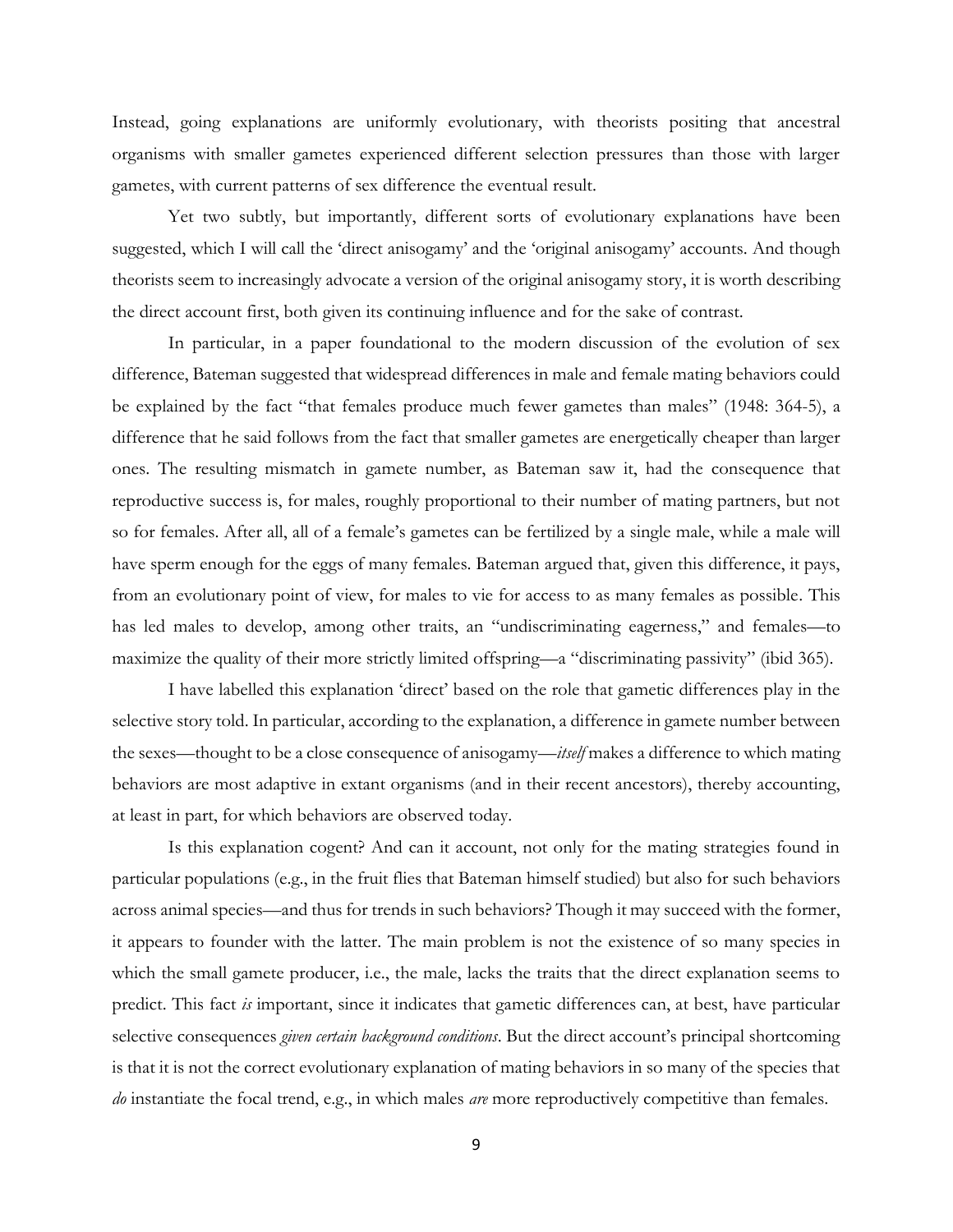Instead, going explanations are uniformly evolutionary, with theorists positing that ancestral organisms with smaller gametes experienced different selection pressures than those with larger gametes, with current patterns of sex difference the eventual result.

Yet two subtly, but importantly, different sorts of evolutionary explanations have been suggested, which I will call the 'direct anisogamy' and the 'original anisogamy' accounts. And though theorists seem to increasingly advocate a version of the original anisogamy story, it is worth describing the direct account first, both given its continuing influence and for the sake of contrast.

In particular, in a paper foundational to the modern discussion of the evolution of sex difference, Bateman suggested that widespread differences in male and female mating behaviors could be explained by the fact "that females produce much fewer gametes than males" (1948: 364-5), a difference that he said follows from the fact that smaller gametes are energetically cheaper than larger ones. The resulting mismatch in gamete number, as Bateman saw it, had the consequence that reproductive success is, for males, roughly proportional to their number of mating partners, but not so for females. After all, all of a female's gametes can be fertilized by a single male, while a male will have sperm enough for the eggs of many females. Bateman argued that, given this difference, it pays, from an evolutionary point of view, for males to vie for access to as many females as possible. This has led males to develop, among other traits, an "undiscriminating eagerness," and females—to maximize the quality of their more strictly limited offspring—a "discriminating passivity" (ibid 365).

I have labelled this explanation 'direct' based on the role that gametic differences play in the selective story told. In particular, according to the explanation, a difference in gamete number between the sexes—thought to be a close consequence of anisogamy—*itself* makes a difference to which mating behaviors are most adaptive in extant organisms (and in their recent ancestors), thereby accounting, at least in part, for which behaviors are observed today.

Is this explanation cogent? And can it account, not only for the mating strategies found in particular populations (e.g., in the fruit flies that Bateman himself studied) but also for such behaviors across animal species—and thus for trends in such behaviors? Though it may succeed with the former, it appears to founder with the latter. The main problem is not the existence of so many species in which the small gamete producer, i.e., the male, lacks the traits that the direct explanation seems to predict. This fact *is* important, since it indicates that gametic differences can, at best, have particular selective consequences *given certain background conditions*. But the direct account's principal shortcoming is that it is not the correct evolutionary explanation of mating behaviors in so many of the species that *do* instantiate the focal trend, e.g., in which males *are* more reproductively competitive than females.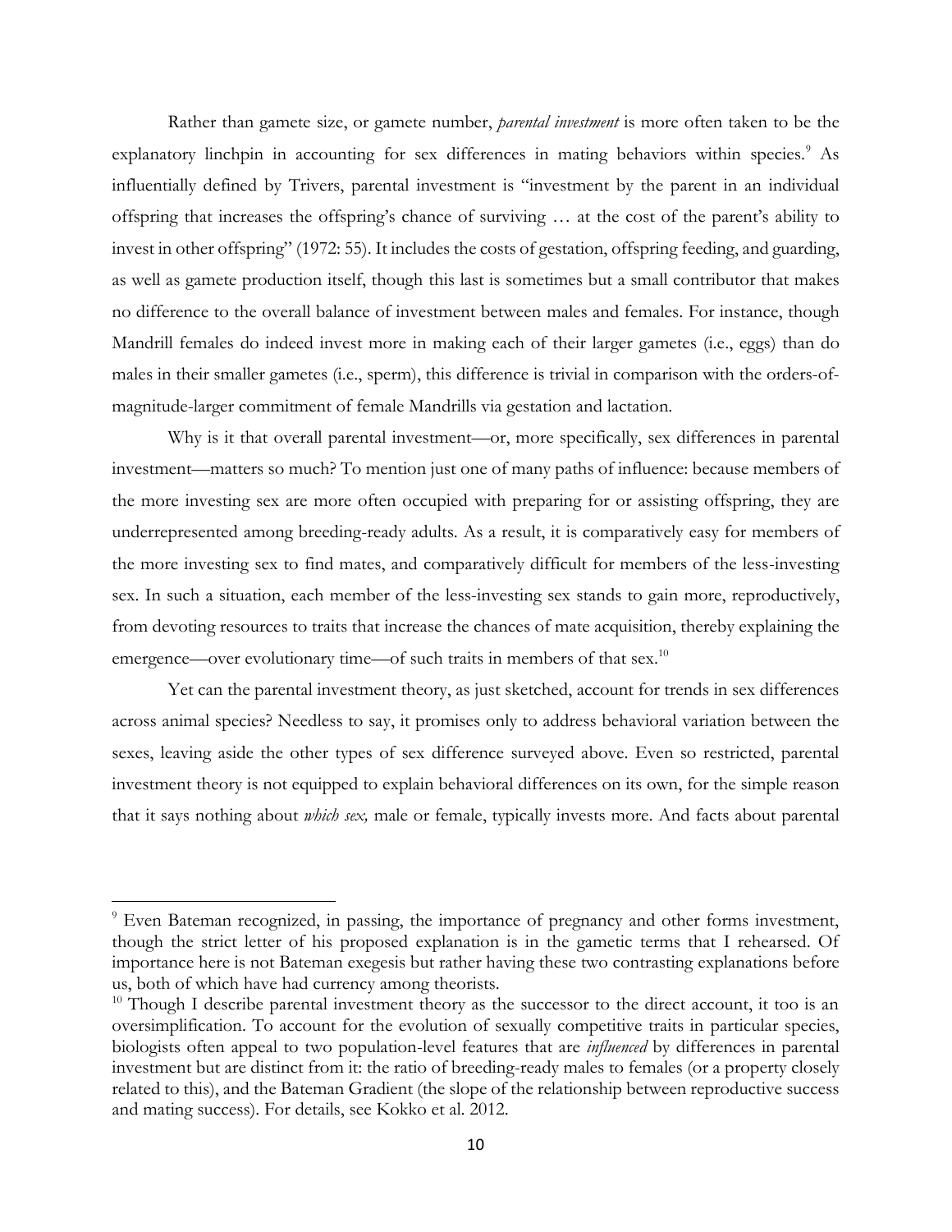Rather than gamete size, or gamete number, *parental investment* is more often taken to be the explanatory linchpin in accounting for sex differences in mating behaviors within species.[9] As influentially defined by Trivers, parental investment is "investment by the parent in an individual offspring that increases the offspring's chance of surviving … at the cost of the parent's ability to invest in other offspring" (1972: 55). It includes the costs of gestation, offspring feeding, and guarding, as well as gamete production itself, though this last is sometimes but a small contributor that makes no difference to the overall balance of investment between males and females. For instance, though Mandrill females do indeed invest more in making each of their larger gametes (i.e., eggs) than do males in their smaller gametes (i.e., sperm), this difference is trivial in comparison with the orders-of-magnitude-larger commitment of female Mandrills via gestation and lactation.

Why is it that overall parental investment—or, more specifically, sex differences in parental investment—matters so much? To mention just one of many paths of influence: because members of the more investing sex are more often occupied with preparing for or assisting offspring, they are underrepresented among breeding-ready adults. As a result, it is comparatively easy for members of the more investing sex to find mates, and comparatively difficult for members of the less-investing sex. In such a situation, each member of the less-investing sex stands to gain more, reproductively, from devoting resources to traits that increase the chances of mate acquisition, thereby explaining the emergence—over evolutionary time—of such traits in members of that sex.[10]

Yet can the parental investment theory, as just sketched, account for trends in sex differences across animal species? Needless to say, it promises only to address behavioral variation between the sexes, leaving aside the other types of sex difference surveyed above. Even so restricted, parental investment theory is not equipped to explain behavioral differences on its own, for the simple reason that it says nothing about *which sex,* male or female, typically invests more. And facts about parental

---

[9] Even Bateman recognized, in passing, the importance of pregnancy and other forms investment, though the strict letter of his proposed explanation is in the gametic terms that I rehearsed. Of importance here is not Bateman exegesis but rather having these two contrasting explanations before us, both of which have had currency among theorists.

[10] Though I describe parental investment theory as the successor to the direct account, it too is an oversimplification. To account for the evolution of sexually competitive traits in particular species, biologists often appeal to two population-level features that are *influenced* by differences in parental investment but are distinct from it: the ratio of breeding-ready males to females (or a property closely related to this), and the Bateman Gradient (the slope of the relationship between reproductive success and mating success). For details, see Kokko et al. 2012.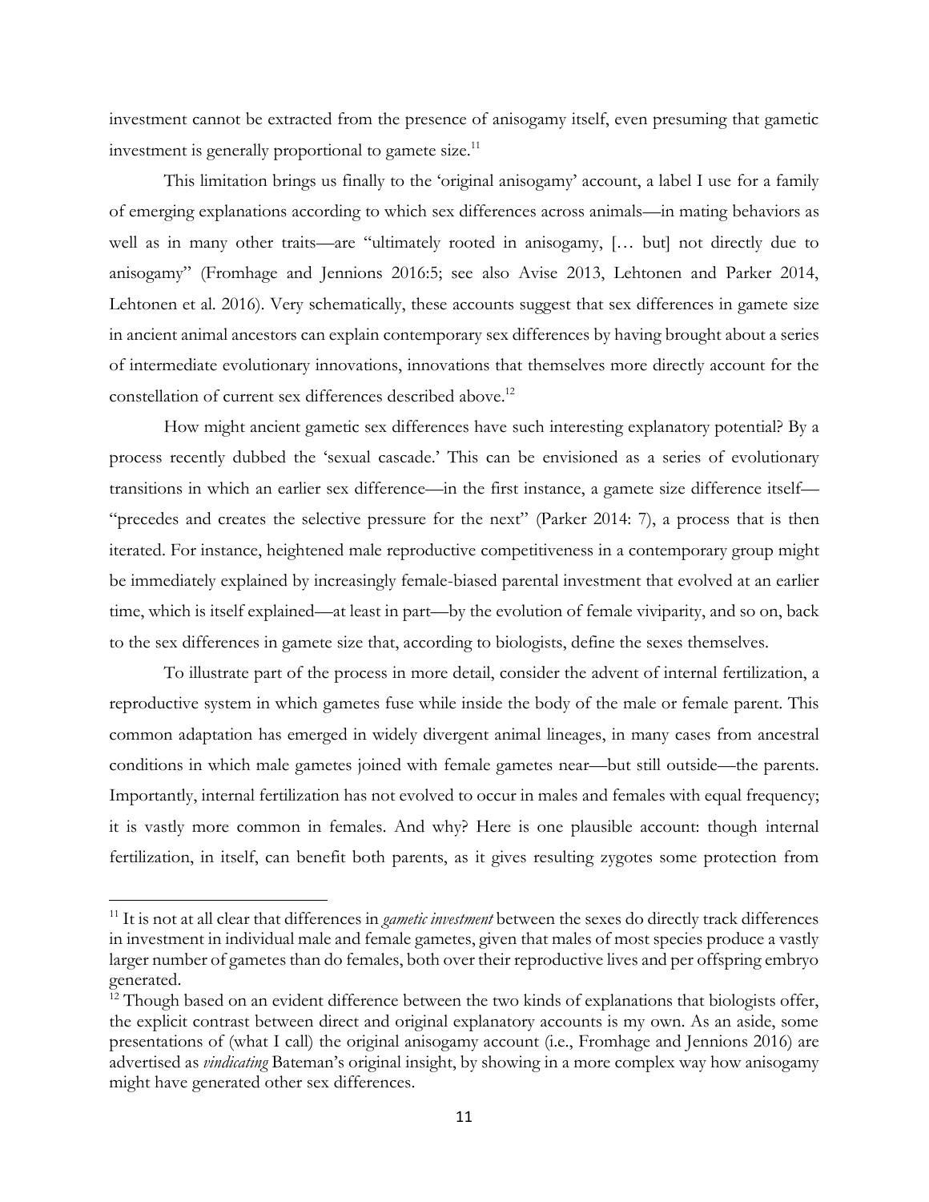investment cannot be extracted from the presence of anisogamy itself, even presuming that gametic investment is generally proportional to gamete size.[11]

This limitation brings us finally to the 'original anisogamy' account, a label I use for a family of emerging explanations according to which sex differences across animals—in mating behaviors as well as in many other traits—are "ultimately rooted in anisogamy, [… but] not directly due to anisogamy" (Fromhage and Jennions 2016:5; see also Avise 2013, Lehtonen and Parker 2014, Lehtonen et al. 2016). Very schematically, these accounts suggest that sex differences in gamete size in ancient animal ancestors can explain contemporary sex differences by having brought about a series of intermediate evolutionary innovations, innovations that themselves more directly account for the constellation of current sex differences described above.[12]

How might ancient gametic sex differences have such interesting explanatory potential? By a process recently dubbed the 'sexual cascade.' This can be envisioned as a series of evolutionary transitions in which an earlier sex difference—in the first instance, a gamete size difference itself—"precedes and creates the selective pressure for the next" (Parker 2014: 7), a process that is then iterated. For instance, heightened male reproductive competitiveness in a contemporary group might be immediately explained by increasingly female-biased parental investment that evolved at an earlier time, which is itself explained—at least in part—by the evolution of female viviparity, and so on, back to the sex differences in gamete size that, according to biologists, define the sexes themselves.

To illustrate part of the process in more detail, consider the advent of internal fertilization, a reproductive system in which gametes fuse while inside the body of the male or female parent. This common adaptation has emerged in widely divergent animal lineages, in many cases from ancestral conditions in which male gametes joined with female gametes near—but still outside—the parents. Importantly, internal fertilization has not evolved to occur in males and females with equal frequency; it is vastly more common in females. And why? Here is one plausible account: though internal fertilization, in itself, can benefit both parents, as it gives resulting zygotes some protection from

---

[11] It is not at all clear that differences in *gametic investment* between the sexes do directly track differences in investment in individual male and female gametes, given that males of most species produce a vastly larger number of gametes than do females, both over their reproductive lives and per offspring embryo generated.

[12] Though based on an evident difference between the two kinds of explanations that biologists offer, the explicit contrast between direct and original explanatory accounts is my own. As an aside, some presentations of (what I call) the original anisogamy account (i.e., Fromhage and Jennions 2016) are advertised as *vindicating* Bateman's original insight, by showing in a more complex way how anisogamy might have generated other sex differences.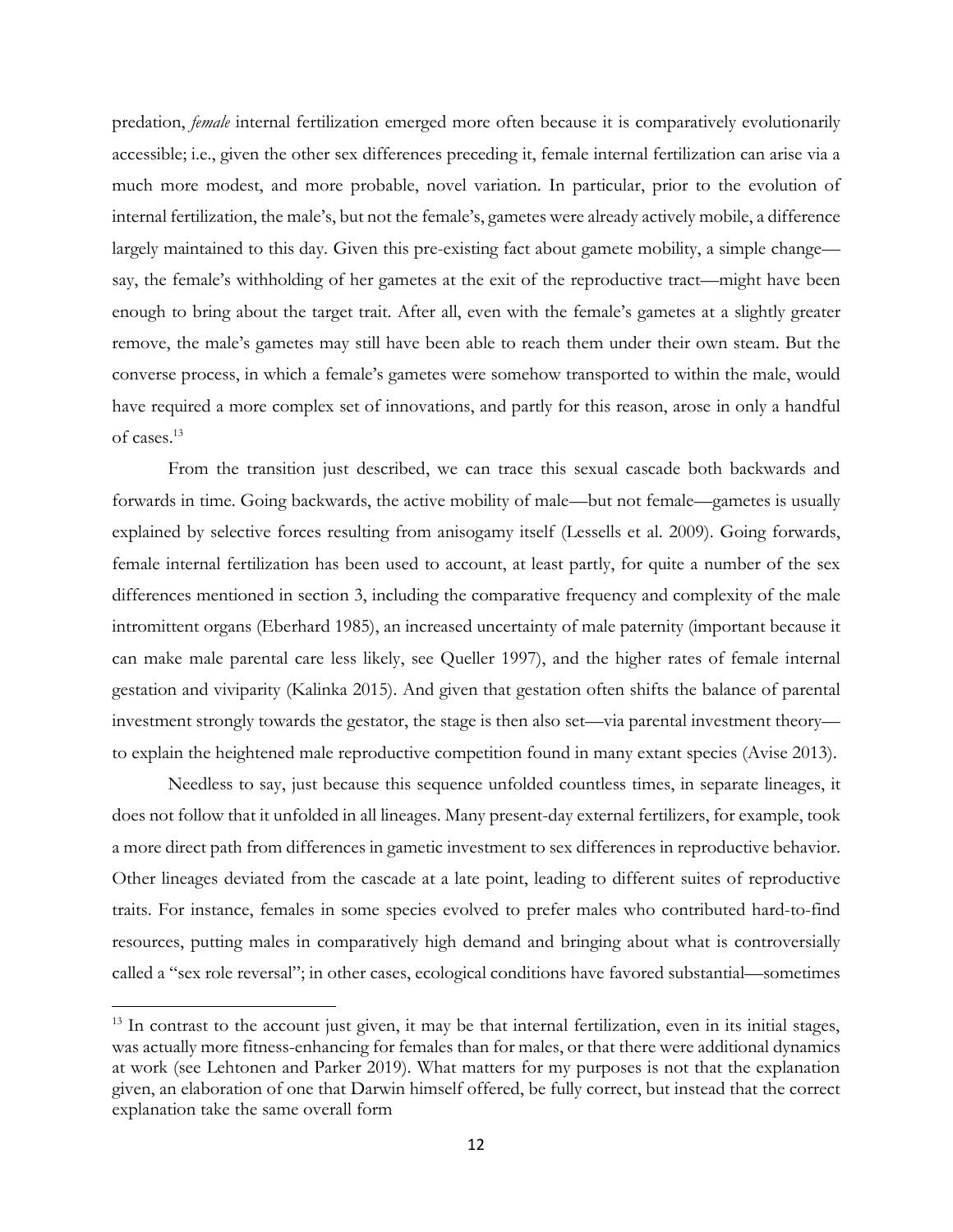predation, *female* internal fertilization emerged more often because it is comparatively evolutionarily accessible; i.e., given the other sex differences preceding it, female internal fertilization can arise via a much more modest, and more probable, novel variation. In particular, prior to the evolution of internal fertilization, the male's, but not the female's, gametes were already actively mobile, a difference largely maintained to this day. Given this pre-existing fact about gamete mobility, a simple change—say, the female's withholding of her gametes at the exit of the reproductive tract—might have been enough to bring about the target trait. After all, even with the female's gametes at a slightly greater remove, the male's gametes may still have been able to reach them under their own steam. But the converse process, in which a female's gametes were somehow transported to within the male, would have required a more complex set of innovations, and partly for this reason, arose in only a handful of cases.[13]

From the transition just described, we can trace this sexual cascade both backwards and forwards in time. Going backwards, the active mobility of male—but not female—gametes is usually explained by selective forces resulting from anisogamy itself (Lessells et al. 2009). Going forwards, female internal fertilization has been used to account, at least partly, for quite a number of the sex differences mentioned in section 3, including the comparative frequency and complexity of the male intromittent organs (Eberhard 1985), an increased uncertainty of male paternity (important because it can make male parental care less likely, see Queller 1997), and the higher rates of female internal gestation and viviparity (Kalinka 2015). And given that gestation often shifts the balance of parental investment strongly towards the gestator, the stage is then also set—via parental investment theory—to explain the heightened male reproductive competition found in many extant species (Avise 2013).

Needless to say, just because this sequence unfolded countless times, in separate lineages, it does not follow that it unfolded in all lineages. Many present-day external fertilizers, for example, took a more direct path from differences in gametic investment to sex differences in reproductive behavior. Other lineages deviated from the cascade at a late point, leading to different suites of reproductive traits. For instance, females in some species evolved to prefer males who contributed hard-to-find resources, putting males in comparatively high demand and bringing about what is controversially called a "sex role reversal"; in other cases, ecological conditions have favored substantial—sometimes

[13] In contrast to the account just given, it may be that internal fertilization, even in its initial stages, was actually more fitness-enhancing for females than for males, or that there were additional dynamics at work (see Lehtonen and Parker 2019). What matters for my purposes is not that the explanation given, an elaboration of one that Darwin himself offered, be fully correct, but instead that the correct explanation take the same overall form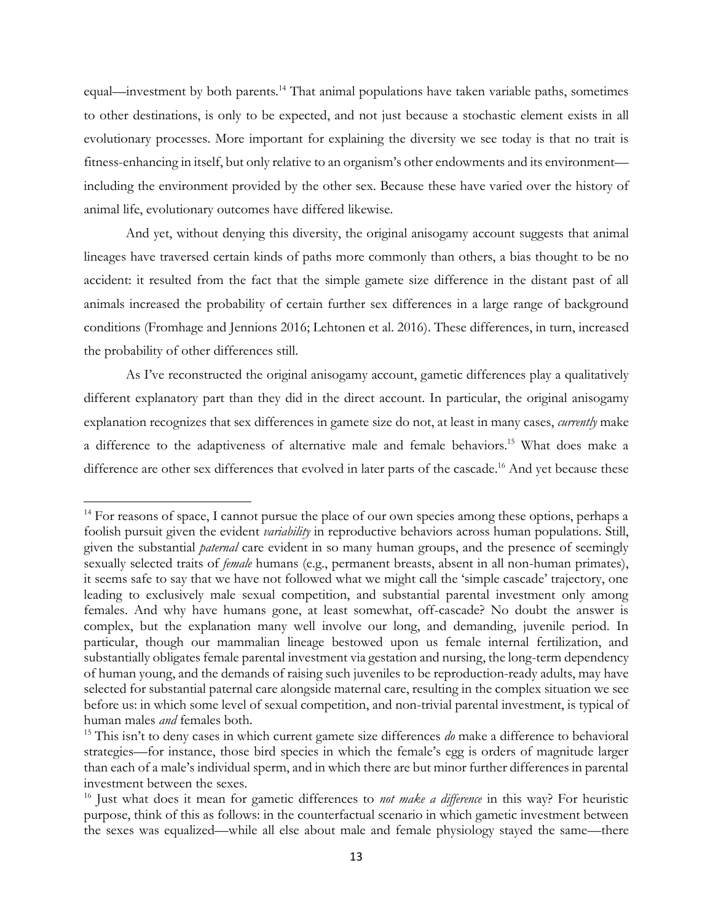equal—investment by both parents.[14] That animal populations have taken variable paths, sometimes to other destinations, is only to be expected, and not just because a stochastic element exists in all evolutionary processes. More important for explaining the diversity we see today is that no trait is fitness-enhancing in itself, but only relative to an organism's other endowments and its environment—including the environment provided by the other sex. Because these have varied over the history of animal life, evolutionary outcomes have differed likewise.

And yet, without denying this diversity, the original anisogamy account suggests that animal lineages have traversed certain kinds of paths more commonly than others, a bias thought to be no accident: it resulted from the fact that the simple gamete size difference in the distant past of all animals increased the probability of certain further sex differences in a large range of background conditions (Fromhage and Jennions 2016; Lehtonen et al. 2016). These differences, in turn, increased the probability of other differences still.

As I've reconstructed the original anisogamy account, gametic differences play a qualitatively different explanatory part than they did in the direct account. In particular, the original anisogamy explanation recognizes that sex differences in gamete size do not, at least in many cases, *currently* make a difference to the adaptiveness of alternative male and female behaviors.[15] What does make a difference are other sex differences that evolved in later parts of the cascade.[16] And yet because these

---

[14] For reasons of space, I cannot pursue the place of our own species among these options, perhaps a foolish pursuit given the evident *variability* in reproductive behaviors across human populations. Still, given the substantial *paternal* care evident in so many human groups, and the presence of seemingly sexually selected traits of *female* humans (e.g., permanent breasts, absent in all non-human primates), it seems safe to say that we have not followed what we might call the 'simple cascade' trajectory, one leading to exclusively male sexual competition, and substantial parental investment only among females. And why have humans gone, at least somewhat, off-cascade? No doubt the answer is complex, but the explanation many well involve our long, and demanding, juvenile period. In particular, though our mammalian lineage bestowed upon us female internal fertilization, and substantially obligates female parental investment via gestation and nursing, the long-term dependency of human young, and the demands of raising such juveniles to be reproduction-ready adults, may have selected for substantial paternal care alongside maternal care, resulting in the complex situation we see before us: in which some level of sexual competition, and non-trivial parental investment, is typical of human males *and* females both.

[15] This isn't to deny cases in which current gamete size differences *do* make a difference to behavioral strategies—for instance, those bird species in which the female's egg is orders of magnitude larger than each of a male's individual sperm, and in which there are but minor further differences in parental investment between the sexes.

[16] Just what does it mean for gametic differences to *not make a difference* in this way? For heuristic purpose, think of this as follows: in the counterfactual scenario in which gametic investment between the sexes was equalized—while all else about male and female physiology stayed the same—there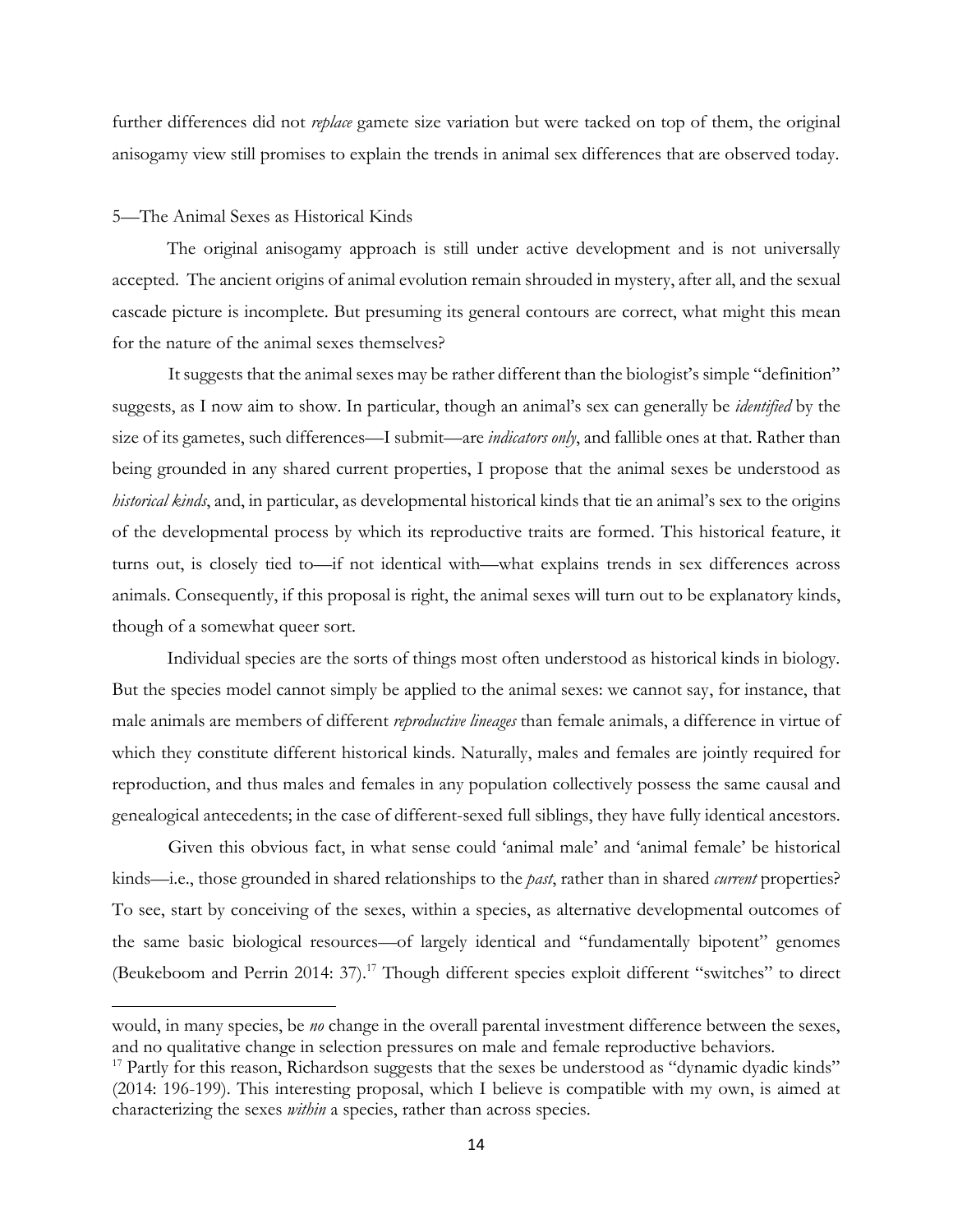further differences did not *replace* gamete size variation but were tacked on top of them, the original anisogamy view still promises to explain the trends in animal sex differences that are observed today.

## 5—The Animal Sexes as Historical Kinds

The original anisogamy approach is still under active development and is not universally accepted. The ancient origins of animal evolution remain shrouded in mystery, after all, and the sexual cascade picture is incomplete. But presuming its general contours are correct, what might this mean for the nature of the animal sexes themselves?

It suggests that the animal sexes may be rather different than the biologist's simple "definition" suggests, as I now aim to show. In particular, though an animal's sex can generally be *identified* by the size of its gametes, such differences—I submit—are *indicators only*, and fallible ones at that. Rather than being grounded in any shared current properties, I propose that the animal sexes be understood as *historical kinds*, and, in particular, as developmental historical kinds that tie an animal's sex to the origins of the developmental process by which its reproductive traits are formed. This historical feature, it turns out, is closely tied to—if not identical with—what explains trends in sex differences across animals. Consequently, if this proposal is right, the animal sexes will turn out to be explanatory kinds, though of a somewhat queer sort.

Individual species are the sorts of things most often understood as historical kinds in biology. But the species model cannot simply be applied to the animal sexes: we cannot say, for instance, that male animals are members of different *reproductive lineages* than female animals, a difference in virtue of which they constitute different historical kinds. Naturally, males and females are jointly required for reproduction, and thus males and females in any population collectively possess the same causal and genealogical antecedents; in the case of different-sexed full siblings, they have fully identical ancestors.

Given this obvious fact, in what sense could 'animal male' and 'animal female' be historical kinds—i.e., those grounded in shared relationships to the *past*, rather than in shared *current* properties? To see, start by conceiving of the sexes, within a species, as alternative developmental outcomes of the same basic biological resources—of largely identical and "fundamentally bipotent" genomes (Beukeboom and Perrin 2014: 37).[17] Though different species exploit different "switches" to direct

---

would, in many species, be *no* change in the overall parental investment difference between the sexes, and no qualitative change in selection pressures on male and female reproductive behaviors.

[17] Partly for this reason, Richardson suggests that the sexes be understood as "dynamic dyadic kinds" (2014: 196-199). This interesting proposal, which I believe is compatible with my own, is aimed at characterizing the sexes *within* a species, rather than across species.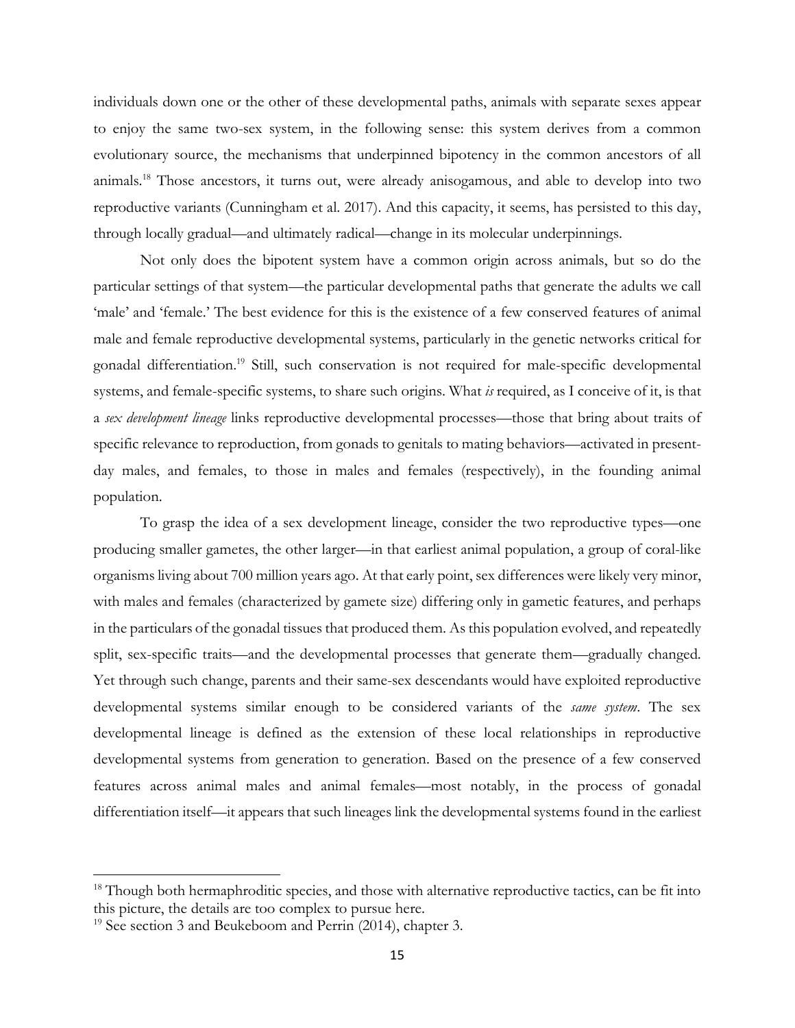individuals down one or the other of these developmental paths, animals with separate sexes appear to enjoy the same two-sex system, in the following sense: this system derives from a common evolutionary source, the mechanisms that underpinned bipotency in the common ancestors of all animals.[18] Those ancestors, it turns out, were already anisogamous, and able to develop into two reproductive variants (Cunningham et al. 2017). And this capacity, it seems, has persisted to this day, through locally gradual—and ultimately radical—change in its molecular underpinnings.

Not only does the bipotent system have a common origin across animals, but so do the particular settings of that system—the particular developmental paths that generate the adults we call 'male' and 'female.' The best evidence for this is the existence of a few conserved features of animal male and female reproductive developmental systems, particularly in the genetic networks critical for gonadal differentiation.[19] Still, such conservation is not required for male-specific developmental systems, and female-specific systems, to share such origins. What *is* required, as I conceive of it, is that a *sex development lineage* links reproductive developmental processes—those that bring about traits of specific relevance to reproduction, from gonads to genitals to mating behaviors—activated in present-day males, and females, to those in males and females (respectively), in the founding animal population.

To grasp the idea of a sex development lineage, consider the two reproductive types—one producing smaller gametes, the other larger—in that earliest animal population, a group of coral-like organisms living about 700 million years ago. At that early point, sex differences were likely very minor, with males and females (characterized by gamete size) differing only in gametic features, and perhaps in the particulars of the gonadal tissues that produced them. As this population evolved, and repeatedly split, sex-specific traits—and the developmental processes that generate them—gradually changed. Yet through such change, parents and their same-sex descendants would have exploited reproductive developmental systems similar enough to be considered variants of the *same system*. The sex developmental lineage is defined as the extension of these local relationships in reproductive developmental systems from generation to generation. Based on the presence of a few conserved features across animal males and animal females—most notably, in the process of gonadal differentiation itself—it appears that such lineages link the developmental systems found in the earliest

[18] Though both hermaphroditic species, and those with alternative reproductive tactics, can be fit into this picture, the details are too complex to pursue here.

[19] See section 3 and Beukeboom and Perrin (2014), chapter 3.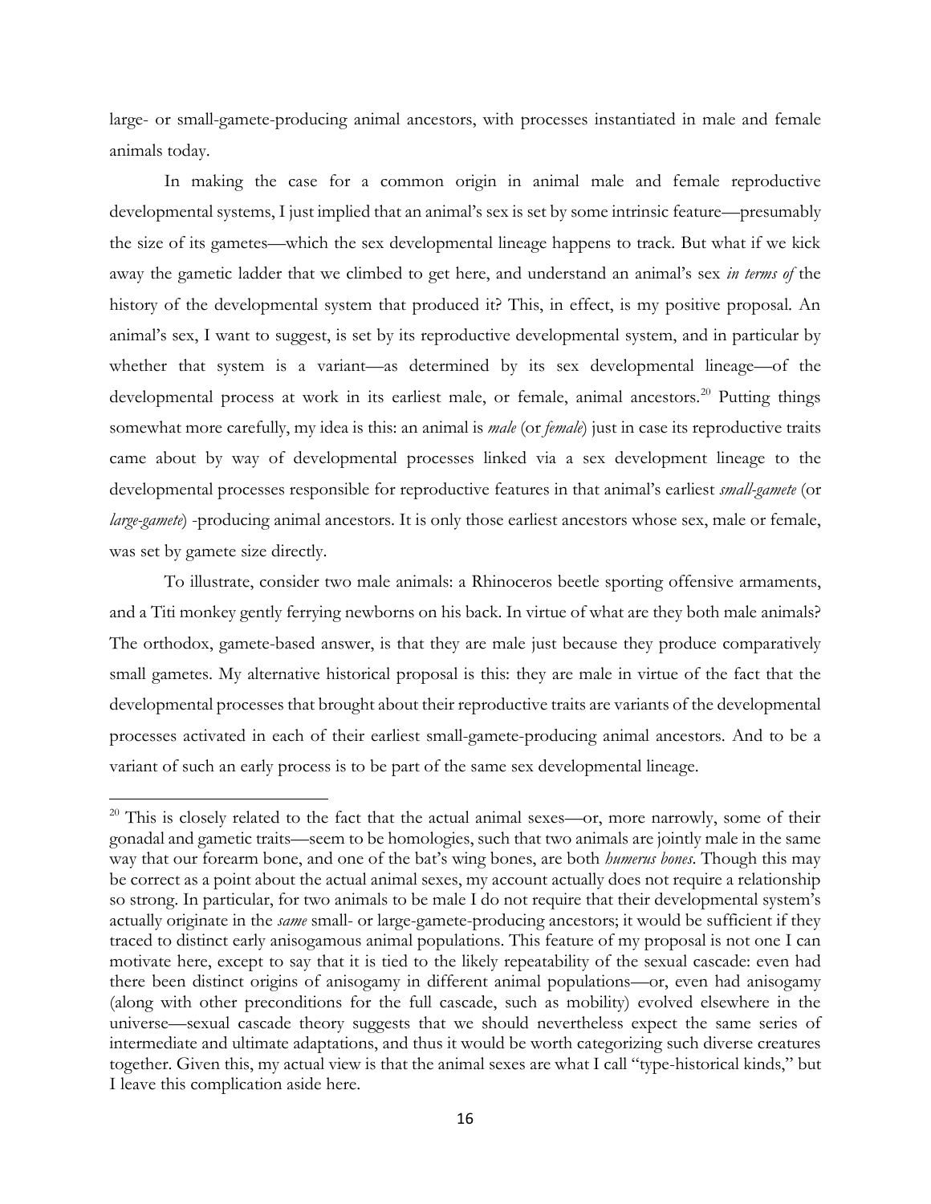large- or small-gamete-producing animal ancestors, with processes instantiated in male and female animals today.

In making the case for a common origin in animal male and female reproductive developmental systems, I just implied that an animal's sex is set by some intrinsic feature—presumably the size of its gametes—which the sex developmental lineage happens to track. But what if we kick away the gametic ladder that we climbed to get here, and understand an animal's sex *in terms of* the history of the developmental system that produced it? This, in effect, is my positive proposal. An animal's sex, I want to suggest, is set by its reproductive developmental system, and in particular by whether that system is a variant—as determined by its sex developmental lineage—of the developmental process at work in its earliest male, or female, animal ancestors.[20] Putting things somewhat more carefully, my idea is this: an animal is *male* (or *female*) just in case its reproductive traits came about by way of developmental processes linked via a sex development lineage to the developmental processes responsible for reproductive features in that animal's earliest *small-gamete* (or *large-gamete*) -producing animal ancestors. It is only those earliest ancestors whose sex, male or female, was set by gamete size directly.

To illustrate, consider two male animals: a Rhinoceros beetle sporting offensive armaments, and a Titi monkey gently ferrying newborns on his back. In virtue of what are they both male animals? The orthodox, gamete-based answer, is that they are male just because they produce comparatively small gametes. My alternative historical proposal is this: they are male in virtue of the fact that the developmental processes that brought about their reproductive traits are variants of the developmental processes activated in each of their earliest small-gamete-producing animal ancestors. And to be a variant of such an early process is to be part of the same sex developmental lineage.

[20] This is closely related to the fact that the actual animal sexes—or, more narrowly, some of their gonadal and gametic traits—seem to be homologies, such that two animals are jointly male in the same way that our forearm bone, and one of the bat's wing bones, are both *humerus bones*. Though this may be correct as a point about the actual animal sexes, my account actually does not require a relationship so strong. In particular, for two animals to be male I do not require that their developmental system's actually originate in the *same* small- or large-gamete-producing ancestors; it would be sufficient if they traced to distinct early anisogamous animal populations. This feature of my proposal is not one I can motivate here, except to say that it is tied to the likely repeatability of the sexual cascade: even had there been distinct origins of anisogamy in different animal populations—or, even had anisogamy (along with other preconditions for the full cascade, such as mobility) evolved elsewhere in the universe—sexual cascade theory suggests that we should nevertheless expect the same series of intermediate and ultimate adaptations, and thus it would be worth categorizing such diverse creatures together. Given this, my actual view is that the animal sexes are what I call "type-historical kinds," but I leave this complication aside here.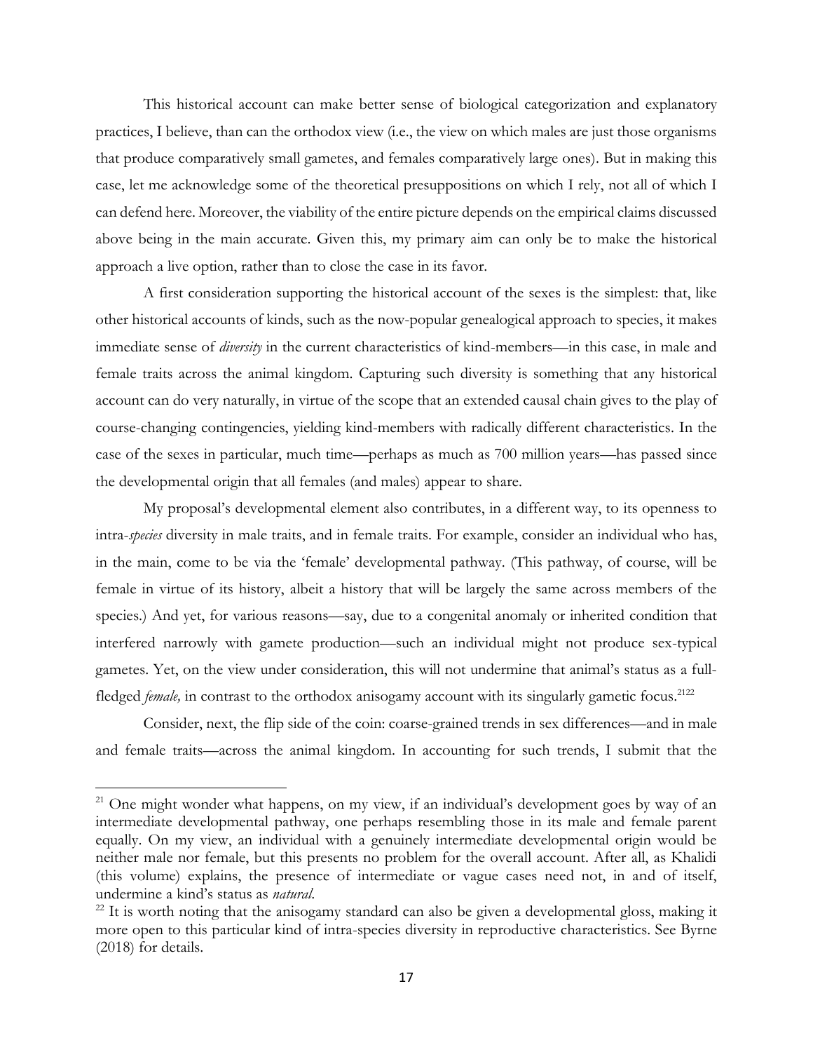This historical account can make better sense of biological categorization and explanatory practices, I believe, than can the orthodox view (i.e., the view on which males are just those organisms that produce comparatively small gametes, and females comparatively large ones). But in making this case, let me acknowledge some of the theoretical presuppositions on which I rely, not all of which I can defend here. Moreover, the viability of the entire picture depends on the empirical claims discussed above being in the main accurate. Given this, my primary aim can only be to make the historical approach a live option, rather than to close the case in its favor.

A first consideration supporting the historical account of the sexes is the simplest: that, like other historical accounts of kinds, such as the now-popular genealogical approach to species, it makes immediate sense of *diversity* in the current characteristics of kind-members—in this case, in male and female traits across the animal kingdom. Capturing such diversity is something that any historical account can do very naturally, in virtue of the scope that an extended causal chain gives to the play of course-changing contingencies, yielding kind-members with radically different characteristics. In the case of the sexes in particular, much time—perhaps as much as 700 million years—has passed since the developmental origin that all females (and males) appear to share.

My proposal's developmental element also contributes, in a different way, to its openness to intra-*species* diversity in male traits, and in female traits. For example, consider an individual who has, in the main, come to be via the 'female' developmental pathway. (This pathway, of course, will be female in virtue of its history, albeit a history that will be largely the same across members of the species.) And yet, for various reasons—say, due to a congenital anomaly or inherited condition that interfered narrowly with gamete production—such an individual might not produce sex-typical gametes. Yet, on the view under consideration, this will not undermine that animal's status as a full-fledged *female,* in contrast to the orthodox anisogamy account with its singularly gametic focus.[21][22]

Consider, next, the flip side of the coin: coarse-grained trends in sex differences—and in male and female traits—across the animal kingdom. In accounting for such trends, I submit that the

[21] One might wonder what happens, on my view, if an individual's development goes by way of an intermediate developmental pathway, one perhaps resembling those in its male and female parent equally. On my view, an individual with a genuinely intermediate developmental origin would be neither male nor female, but this presents no problem for the overall account. After all, as Khalidi (this volume) explains, the presence of intermediate or vague cases need not, in and of itself, undermine a kind's status as *natural.*

[22] It is worth noting that the anisogamy standard can also be given a developmental gloss, making it more open to this particular kind of intra-species diversity in reproductive characteristics. See Byrne (2018) for details.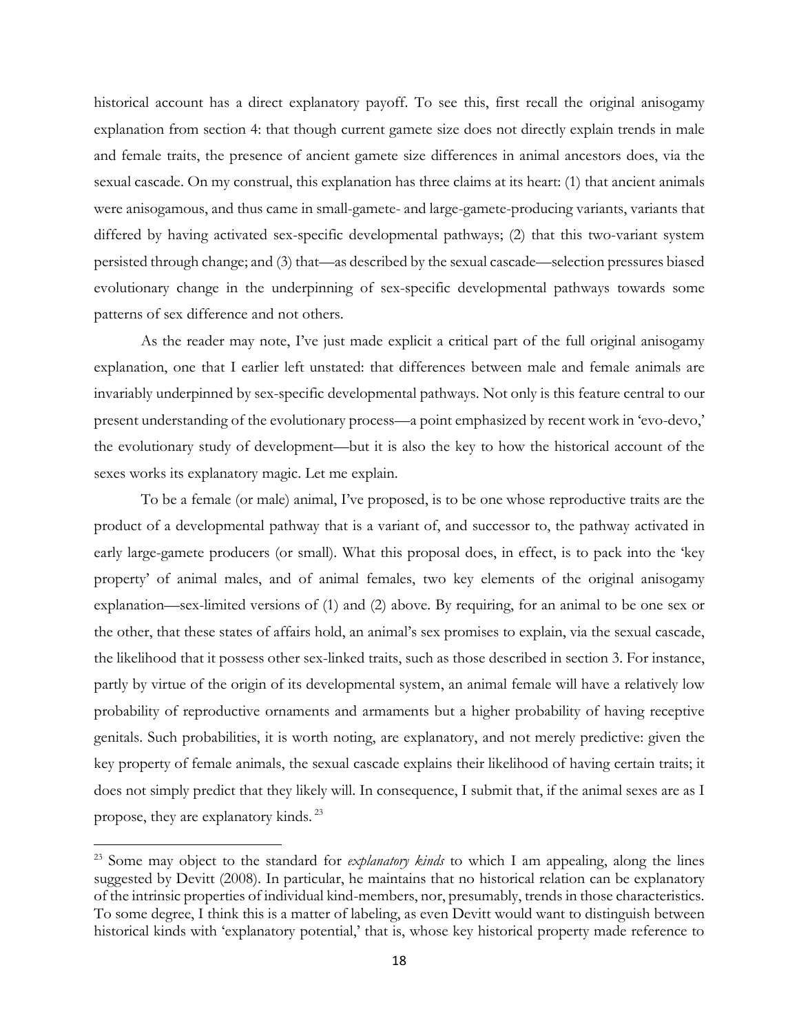historical account has a direct explanatory payoff. To see this, first recall the original anisogamy explanation from section 4: that though current gamete size does not directly explain trends in male and female traits, the presence of ancient gamete size differences in animal ancestors does, via the sexual cascade. On my construal, this explanation has three claims at its heart: (1) that ancient animals were anisogamous, and thus came in small-gamete- and large-gamete-producing variants, variants that differed by having activated sex-specific developmental pathways; (2) that this two-variant system persisted through change; and (3) that—as described by the sexual cascade—selection pressures biased evolutionary change in the underpinning of sex-specific developmental pathways towards some patterns of sex difference and not others.

As the reader may note, I've just made explicit a critical part of the full original anisogamy explanation, one that I earlier left unstated: that differences between male and female animals are invariably underpinned by sex-specific developmental pathways. Not only is this feature central to our present understanding of the evolutionary process—a point emphasized by recent work in 'evo-devo,' the evolutionary study of development—but it is also the key to how the historical account of the sexes works its explanatory magic. Let me explain.

To be a female (or male) animal, I've proposed, is to be one whose reproductive traits are the product of a developmental pathway that is a variant of, and successor to, the pathway activated in early large-gamete producers (or small). What this proposal does, in effect, is to pack into the 'key property' of animal males, and of animal females, two key elements of the original anisogamy explanation—sex-limited versions of (1) and (2) above. By requiring, for an animal to be one sex or the other, that these states of affairs hold, an animal's sex promises to explain, via the sexual cascade, the likelihood that it possess other sex-linked traits, such as those described in section 3. For instance, partly by virtue of the origin of its developmental system, an animal female will have a relatively low probability of reproductive ornaments and armaments but a higher probability of having receptive genitals. Such probabilities, it is worth noting, are explanatory, and not merely predictive: given the key property of female animals, the sexual cascade explains their likelihood of having certain traits; it does not simply predict that they likely will. In consequence, I submit that, if the animal sexes are as I propose, they are explanatory kinds. [23]

[23] Some may object to the standard for *explanatory kinds* to which I am appealing, along the lines suggested by Devitt (2008). In particular, he maintains that no historical relation can be explanatory of the intrinsic properties of individual kind-members, nor, presumably, trends in those characteristics. To some degree, I think this is a matter of labeling, as even Devitt would want to distinguish between historical kinds with 'explanatory potential,' that is, whose key historical property made reference to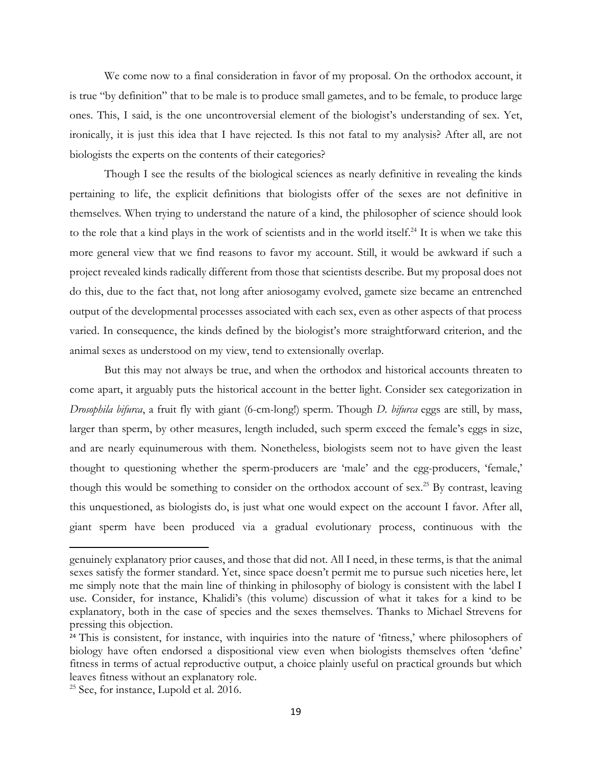We come now to a final consideration in favor of my proposal. On the orthodox account, it is true "by definition" that to be male is to produce small gametes, and to be female, to produce large ones. This, I said, is the one uncontroversial element of the biologist's understanding of sex. Yet, ironically, it is just this idea that I have rejected. Is this not fatal to my analysis? After all, are not biologists the experts on the contents of their categories?

Though I see the results of the biological sciences as nearly definitive in revealing the kinds pertaining to life, the explicit definitions that biologists offer of the sexes are not definitive in themselves. When trying to understand the nature of a kind, the philosopher of science should look to the role that a kind plays in the work of scientists and in the world itself.[24] It is when we take this more general view that we find reasons to favor my account. Still, it would be awkward if such a project revealed kinds radically different from those that scientists describe. But my proposal does not do this, due to the fact that, not long after aniosogamy evolved, gamete size became an entrenched output of the developmental processes associated with each sex, even as other aspects of that process varied. In consequence, the kinds defined by the biologist's more straightforward criterion, and the animal sexes as understood on my view, tend to extensionally overlap.

But this may not always be true, and when the orthodox and historical accounts threaten to come apart, it arguably puts the historical account in the better light. Consider sex categorization in *Drosophila bifurca*, a fruit fly with giant (6-cm-long!) sperm. Though *D. bifurca* eggs are still, by mass, larger than sperm, by other measures, length included, such sperm exceed the female's eggs in size, and are nearly equinumerous with them. Nonetheless, biologists seem not to have given the least thought to questioning whether the sperm-producers are 'male' and the egg-producers, 'female,' though this would be something to consider on the orthodox account of sex.[25] By contrast, leaving this unquestioned, as biologists do, is just what one would expect on the account I favor. After all, giant sperm have been produced via a gradual evolutionary process, continuous with the

---

genuinely explanatory prior causes, and those that did not. All I need, in these terms, is that the animal sexes satisfy the former standard. Yet, since space doesn't permit me to pursue such niceties here, let me simply note that the main line of thinking in philosophy of biology is consistent with the label I use. Consider, for instance, Khalidi's (this volume) discussion of what it takes for a kind to be explanatory, both in the case of species and the sexes themselves. Thanks to Michael Strevens for pressing this objection.

[24] This is consistent, for instance, with inquiries into the nature of 'fitness,' where philosophers of biology have often endorsed a dispositional view even when biologists themselves often 'define' fitness in terms of actual reproductive output, a choice plainly useful on practical grounds but which leaves fitness without an explanatory role.

[25] See, for instance, Lupold et al. 2016.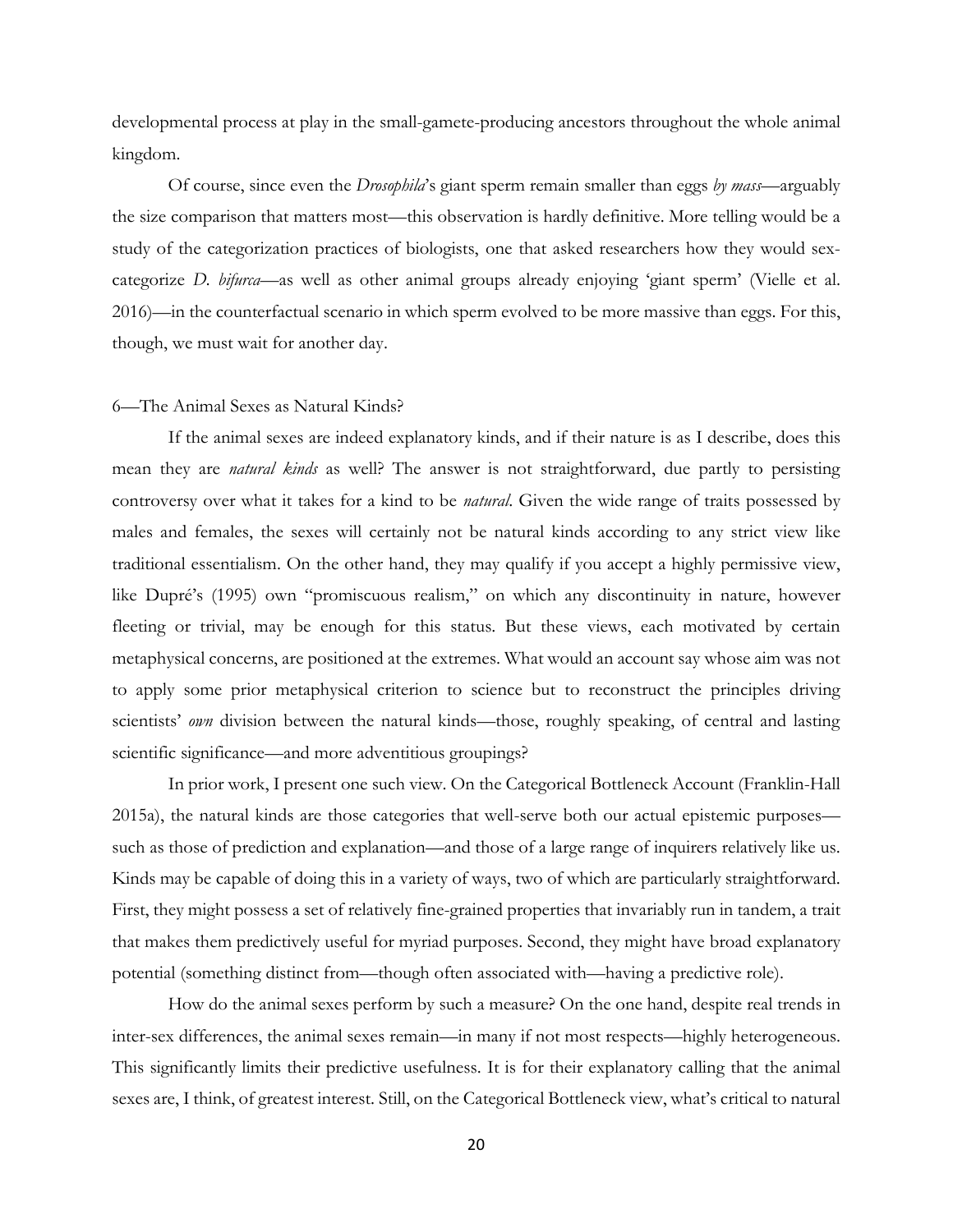developmental process at play in the small-gamete-producing ancestors throughout the whole animal kingdom.

Of course, since even the *Drosophila*'s giant sperm remain smaller than eggs *by mass*—arguably the size comparison that matters most—this observation is hardly definitive. More telling would be a study of the categorization practices of biologists, one that asked researchers how they would sex-categorize *D. bifurca*—as well as other animal groups already enjoying 'giant sperm' (Vielle et al. 2016)—in the counterfactual scenario in which sperm evolved to be more massive than eggs. For this, though, we must wait for another day.

## 6—The Animal Sexes as Natural Kinds?

If the animal sexes are indeed explanatory kinds, and if their nature is as I describe, does this mean they are *natural kinds* as well? The answer is not straightforward, due partly to persisting controversy over what it takes for a kind to be *natural*. Given the wide range of traits possessed by males and females, the sexes will certainly not be natural kinds according to any strict view like traditional essentialism. On the other hand, they may qualify if you accept a highly permissive view, like Dupré's (1995) own "promiscuous realism," on which any discontinuity in nature, however fleeting or trivial, may be enough for this status. But these views, each motivated by certain metaphysical concerns, are positioned at the extremes. What would an account say whose aim was not to apply some prior metaphysical criterion to science but to reconstruct the principles driving scientists' *own* division between the natural kinds—those, roughly speaking, of central and lasting scientific significance—and more adventitious groupings?

In prior work, I present one such view. On the Categorical Bottleneck Account (Franklin-Hall 2015a), the natural kinds are those categories that well-serve both our actual epistemic purposes—such as those of prediction and explanation—and those of a large range of inquirers relatively like us. Kinds may be capable of doing this in a variety of ways, two of which are particularly straightforward. First, they might possess a set of relatively fine-grained properties that invariably run in tandem, a trait that makes them predictively useful for myriad purposes. Second, they might have broad explanatory potential (something distinct from—though often associated with—having a predictive role).

How do the animal sexes perform by such a measure? On the one hand, despite real trends in inter-sex differences, the animal sexes remain—in many if not most respects—highly heterogeneous. This significantly limits their predictive usefulness. It is for their explanatory calling that the animal sexes are, I think, of greatest interest. Still, on the Categorical Bottleneck view, what's critical to natural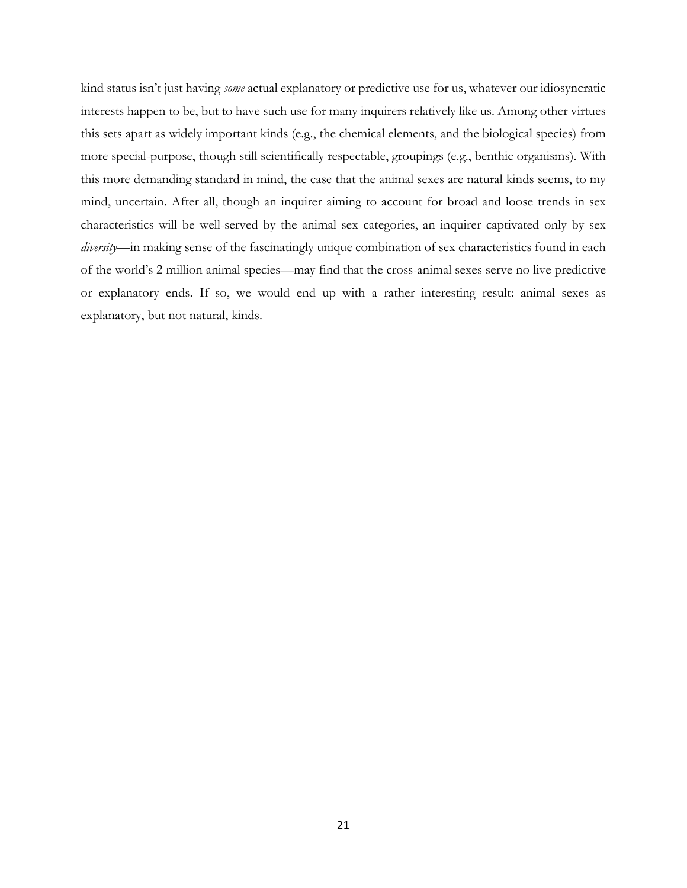kind status isn't just having *some* actual explanatory or predictive use for us, whatever our idiosyncratic interests happen to be, but to have such use for many inquirers relatively like us. Among other virtues this sets apart as widely important kinds (e.g., the chemical elements, and the biological species) from more special-purpose, though still scientifically respectable, groupings (e.g., benthic organisms). With this more demanding standard in mind, the case that the animal sexes are natural kinds seems, to my mind, uncertain. After all, though an inquirer aiming to account for broad and loose trends in sex characteristics will be well-served by the animal sex categories, an inquirer captivated only by sex *diversity*—in making sense of the fascinatingly unique combination of sex characteristics found in each of the world's 2 million animal species—may find that the cross-animal sexes serve no live predictive or explanatory ends. If so, we would end up with a rather interesting result: animal sexes as explanatory, but not natural, kinds.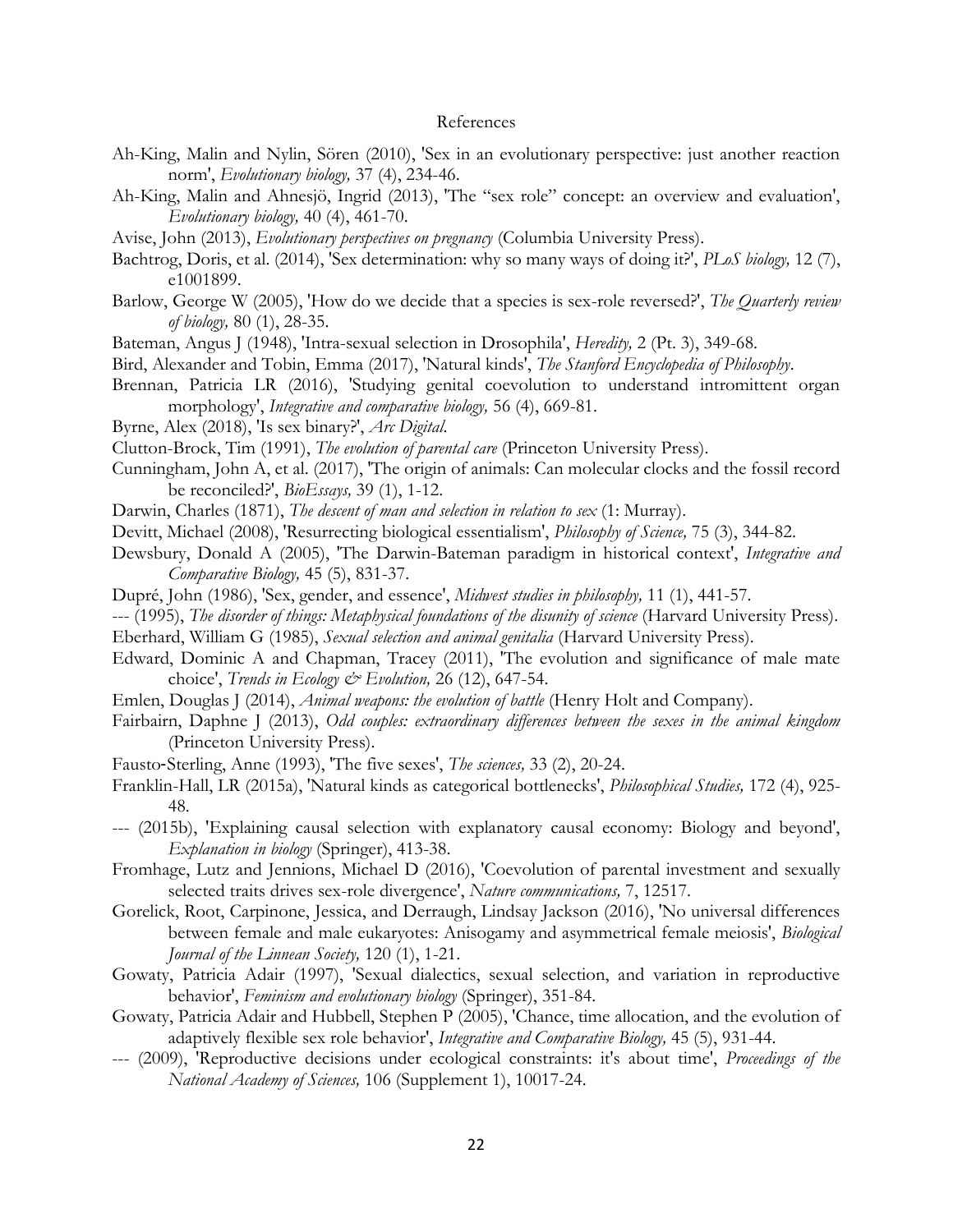# References

Ah-King, Malin and Nylin, Sören (2010), 'Sex in an evolutionary perspective: just another reaction norm', *Evolutionary biology,* 37 (4), 234-46.

Ah-King, Malin and Ahnesjö, Ingrid (2013), 'The "sex role" concept: an overview and evaluation', *Evolutionary biology,* 40 (4), 461-70.

Avise, John (2013), *Evolutionary perspectives on pregnancy* (Columbia University Press).

Bachtrog, Doris, et al. (2014), 'Sex determination: why so many ways of doing it?', *PLoS biology,* 12 (7), e1001899.

Barlow, George W (2005), 'How do we decide that a species is sex-role reversed?', *The Quarterly review of biology,* 80 (1), 28-35.

Bateman, Angus J (1948), 'Intra-sexual selection in Drosophila', *Heredity,* 2 (Pt. 3), 349-68.

Bird, Alexander and Tobin, Emma (2017), 'Natural kinds', *The Stanford Encyclopedia of Philosophy*.

Brennan, Patricia LR (2016), 'Studying genital coevolution to understand intromittent organ morphology', *Integrative and comparative biology,* 56 (4), 669-81.

Byrne, Alex (2018), 'Is sex binary?', *Arc Digital*.

Clutton-Brock, Tim (1991), *The evolution of parental care* (Princeton University Press).

Cunningham, John A, et al. (2017), 'The origin of animals: Can molecular clocks and the fossil record be reconciled?', *BioEssays,* 39 (1), 1-12.

Darwin, Charles (1871), *The descent of man and selection in relation to sex* (1: Murray).

Devitt, Michael (2008), 'Resurrecting biological essentialism', *Philosophy of Science,* 75 (3), 344-82.

Dewsbury, Donald A (2005), 'The Darwin-Bateman paradigm in historical context', *Integrative and Comparative Biology,* 45 (5), 831-37.

Dupré, John (1986), 'Sex, gender, and essence', *Midwest studies in philosophy,* 11 (1), 441-57.

--- (1995), *The disorder of things: Metaphysical foundations of the disunity of science* (Harvard University Press).

Eberhard, William G (1985), *Sexual selection and animal genitalia* (Harvard University Press).

Edward, Dominic A and Chapman, Tracey (2011), 'The evolution and significance of male mate choice', *Trends in Ecology & Evolution,* 26 (12), 647-54.

Emlen, Douglas J (2014), *Animal weapons: the evolution of battle* (Henry Holt and Company).

Fairbairn, Daphne J (2013), *Odd couples: extraordinary differences between the sexes in the animal kingdom* (Princeton University Press).

Fausto-Sterling, Anne (1993), 'The five sexes', *The sciences,* 33 (2), 20-24.

Franklin-Hall, LR (2015a), 'Natural kinds as categorical bottlenecks', *Philosophical Studies,* 172 (4), 925-48.

--- (2015b), 'Explaining causal selection with explanatory causal economy: Biology and beyond', *Explanation in biology* (Springer), 413-38.

Fromhage, Lutz and Jennions, Michael D (2016), 'Coevolution of parental investment and sexually selected traits drives sex-role divergence', *Nature communications,* 7, 12517.

Gorelick, Root, Carpinone, Jessica, and Derraugh, Lindsay Jackson (2016), 'No universal differences between female and male eukaryotes: Anisogamy and asymmetrical female meiosis', *Biological Journal of the Linnean Society,* 120 (1), 1-21.

Gowaty, Patricia Adair (1997), 'Sexual dialectics, sexual selection, and variation in reproductive behavior', *Feminism and evolutionary biology* (Springer), 351-84.

Gowaty, Patricia Adair and Hubbell, Stephen P (2005), 'Chance, time allocation, and the evolution of adaptively flexible sex role behavior', *Integrative and Comparative Biology,* 45 (5), 931-44.

--- (2009), 'Reproductive decisions under ecological constraints: it's about time', *Proceedings of the National Academy of Sciences,* 106 (Supplement 1), 10017-24.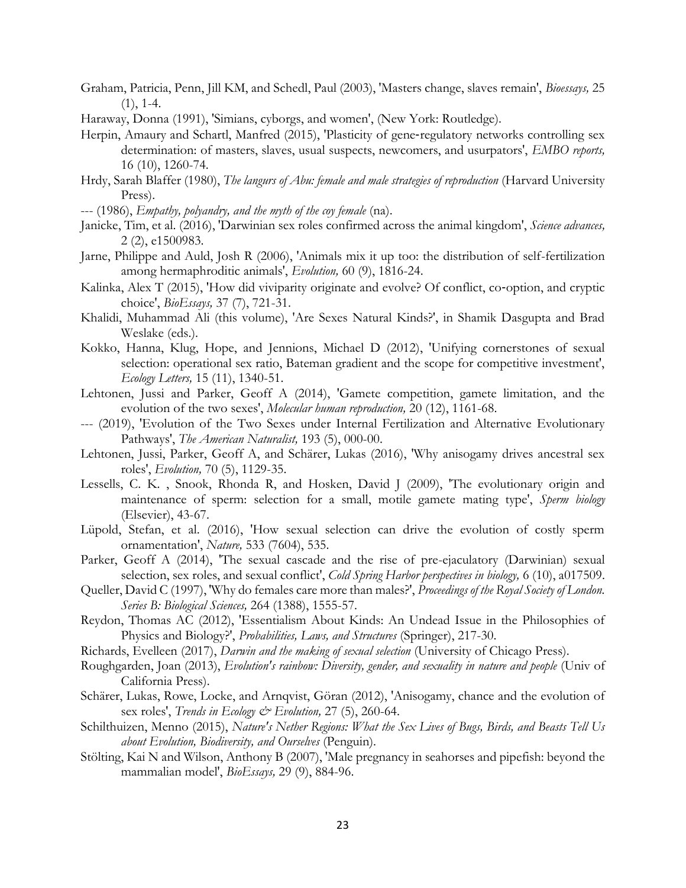Graham, Patricia, Penn, Jill KM, and Schedl, Paul (2003), 'Masters change, slaves remain', *Bioessays,* 25 (1), 1-4.

Haraway, Donna (1991), 'Simians, cyborgs, and women', (New York: Routledge).

Herpin, Amaury and Schartl, Manfred (2015), 'Plasticity of gene‐regulatory networks controlling sex determination: of masters, slaves, usual suspects, newcomers, and usurpators', *EMBO reports,* 16 (10), 1260-74.

Hrdy, Sarah Blaffer (1980), *The langurs of Abu: female and male strategies of reproduction* (Harvard University Press).

--- (1986), *Empathy, polyandry, and the myth of the coy female* (na).

Janicke, Tim, et al. (2016), 'Darwinian sex roles confirmed across the animal kingdom', *Science advances,* 2 (2), e1500983.

Jarne, Philippe and Auld, Josh R (2006), 'Animals mix it up too: the distribution of self-fertilization among hermaphroditic animals', *Evolution,* 60 (9), 1816-24.

Kalinka, Alex T (2015), 'How did viviparity originate and evolve? Of conflict, co‐option, and cryptic choice', *BioEssays,* 37 (7), 721-31.

Khalidi, Muhammad Ali (this volume), 'Are Sexes Natural Kinds?', in Shamik Dasgupta and Brad Weslake (eds.).

Kokko, Hanna, Klug, Hope, and Jennions, Michael D (2012), 'Unifying cornerstones of sexual selection: operational sex ratio, Bateman gradient and the scope for competitive investment', *Ecology Letters,* 15 (11), 1340-51.

Lehtonen, Jussi and Parker, Geoff A (2014), 'Gamete competition, gamete limitation, and the evolution of the two sexes', *Molecular human reproduction,* 20 (12), 1161-68.

--- (2019), 'Evolution of the Two Sexes under Internal Fertilization and Alternative Evolutionary Pathways', *The American Naturalist,* 193 (5), 000-00.

Lehtonen, Jussi, Parker, Geoff A, and Schärer, Lukas (2016), 'Why anisogamy drives ancestral sex roles', *Evolution,* 70 (5), 1129-35.

Lessells, C. K. , Snook, Rhonda R, and Hosken, David J (2009), 'The evolutionary origin and maintenance of sperm: selection for a small, motile gamete mating type', *Sperm biology* (Elsevier), 43-67.

Lüpold, Stefan, et al. (2016), 'How sexual selection can drive the evolution of costly sperm ornamentation', *Nature,* 533 (7604), 535.

Parker, Geoff A (2014), 'The sexual cascade and the rise of pre-ejaculatory (Darwinian) sexual selection, sex roles, and sexual conflict', *Cold Spring Harbor perspectives in biology,* 6 (10), a017509.

Queller, David C (1997), 'Why do females care more than males?', *Proceedings of the Royal Society of London. Series B: Biological Sciences,* 264 (1388), 1555-57.

Reydon, Thomas AC (2012), 'Essentialism About Kinds: An Undead Issue in the Philosophies of Physics and Biology?', *Probabilities, Laws, and Structures* (Springer), 217-30.

Richards, Evelleen (2017), *Darwin and the making of sexual selection* (University of Chicago Press).

Roughgarden, Joan (2013), *Evolution's rainbow: Diversity, gender, and sexuality in nature and people* (Univ of California Press).

Schärer, Lukas, Rowe, Locke, and Arnqvist, Göran (2012), 'Anisogamy, chance and the evolution of sex roles', *Trends in Ecology & Evolution,* 27 (5), 260-64.

Schilthuizen, Menno (2015), *Nature's Nether Regions: What the Sex Lives of Bugs, Birds, and Beasts Tell Us about Evolution, Biodiversity, and Ourselves* (Penguin).

Stölting, Kai N and Wilson, Anthony B (2007), 'Male pregnancy in seahorses and pipefish: beyond the mammalian model', *BioEssays,* 29 (9), 884-96.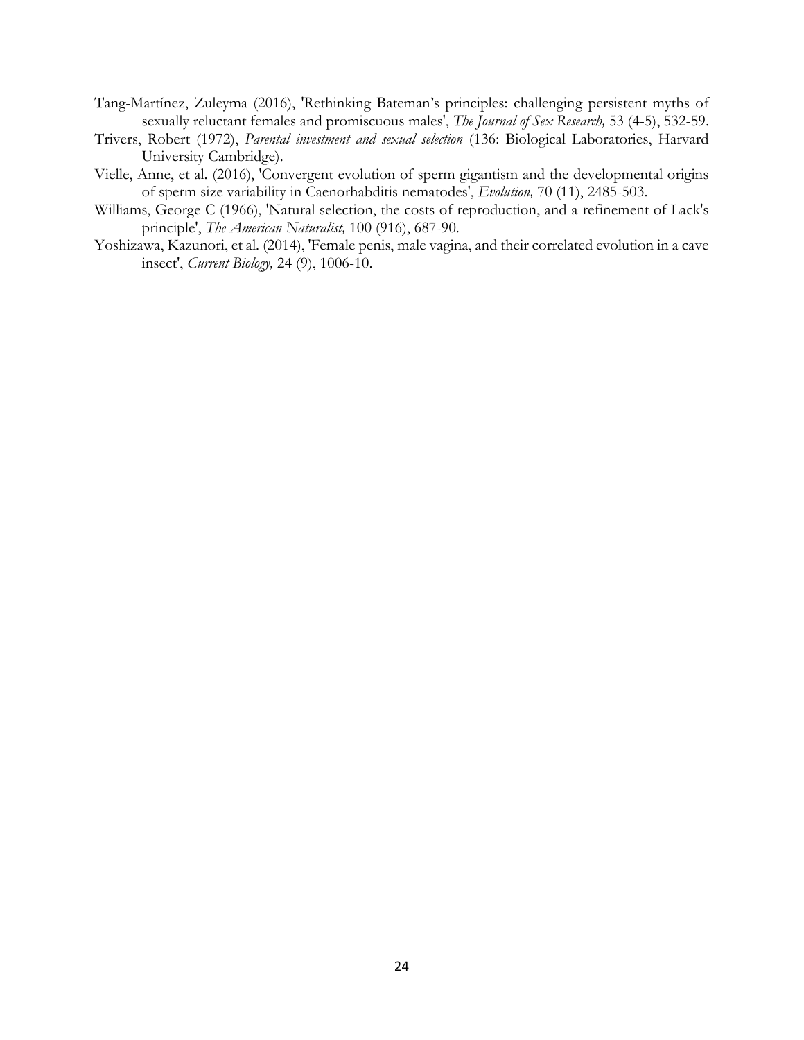Tang-Martínez, Zuleyma (2016), 'Rethinking Bateman's principles: challenging persistent myths of sexually reluctant females and promiscuous males', *The Journal of Sex Research,* 53 (4-5), 532-59.

Trivers, Robert (1972), *Parental investment and sexual selection* (136: Biological Laboratories, Harvard University Cambridge).

Vielle, Anne, et al. (2016), 'Convergent evolution of sperm gigantism and the developmental origins of sperm size variability in Caenorhabditis nematodes', *Evolution,* 70 (11), 2485-503.

Williams, George C (1966), 'Natural selection, the costs of reproduction, and a refinement of Lack's principle', *The American Naturalist,* 100 (916), 687-90.

Yoshizawa, Kazunori, et al. (2014), 'Female penis, male vagina, and their correlated evolution in a cave insect', *Current Biology,* 24 (9), 1006-10.